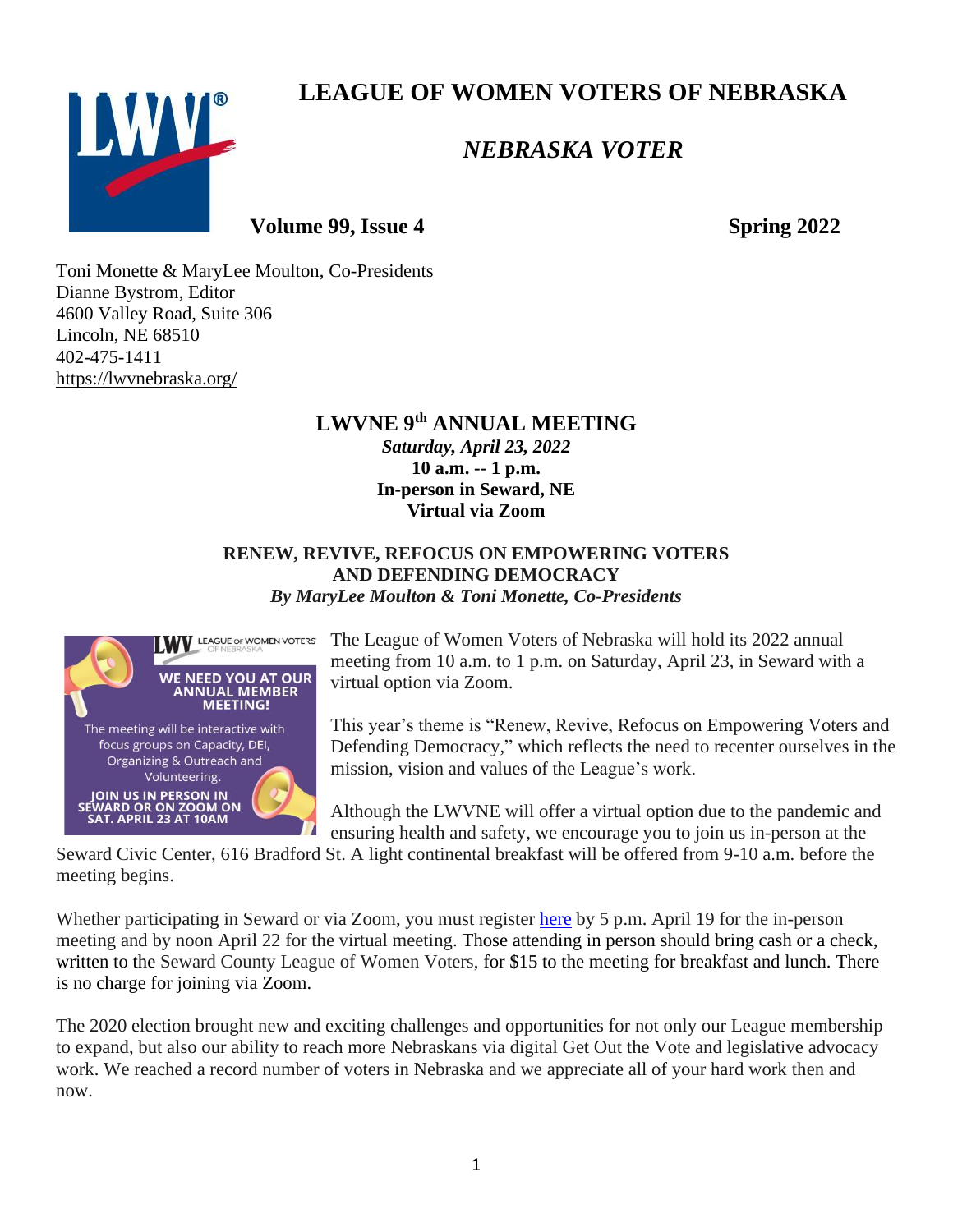# LEAGUE OF WOMEN VOTERS OF NEBRASKA

## *NEBRASKA VOTER*

**Volume 99, Issue 4** **Spring 2022**

Toni Monette & MaryLee Moulton, Co-Presidents
Dianne Bystrom, Editor
4600 Valley Road, Suite 306
Lincoln, NE 68510
402-475-1411
https://lwvnebraska.org/

## LWVNE 9th ANNUAL MEETING

***Saturday, April 23, 2022***
**10 a.m. -- 1 p.m.**
**In-person in Seward, NE**
**Virtual via Zoom**

### RENEW, REVIVE, REFOCUS ON EMPOWERING VOTERS AND DEFENDING DEMOCRACY

***By MaryLee Moulton & Toni Monette, Co-Presidents***

WE NEED YOU AT OUR ANNUAL MEMBER MEETING!

The meeting will be interactive with focus groups on Capacity, DEI, Organizing & Outreach and Volunteering.

JOIN US IN PERSON IN SEWARD OR ON ZOOM ON SAT. APRIL 23 AT 10AM

The League of Women Voters of Nebraska will hold its 2022 annual meeting from 10 a.m. to 1 p.m. on Saturday, April 23, in Seward with a virtual option via Zoom.

This year's theme is "Renew, Revive, Refocus on Empowering Voters and Defending Democracy," which reflects the need to recenter ourselves in the mission, vision and values of the League's work.

Although the LWVNE will offer a virtual option due to the pandemic and ensuring health and safety, we encourage you to join us in-person at the Seward Civic Center, 616 Bradford St. A light continental breakfast will be offered from 9-10 a.m. before the meeting begins.

Whether participating in Seward or via Zoom, you must register here by 5 p.m. April 19 for the in-person meeting and by noon April 22 for the virtual meeting. Those attending in person should bring cash or a check, written to the Seward County League of Women Voters, for $15 to the meeting for breakfast and lunch. There is no charge for joining via Zoom.

The 2020 election brought new and exciting challenges and opportunities for not only our League membership to expand, but also our ability to reach more Nebraskans via digital Get Out the Vote and legislative advocacy work. We reached a record number of voters in Nebraska and we appreciate all of your hard work then and now.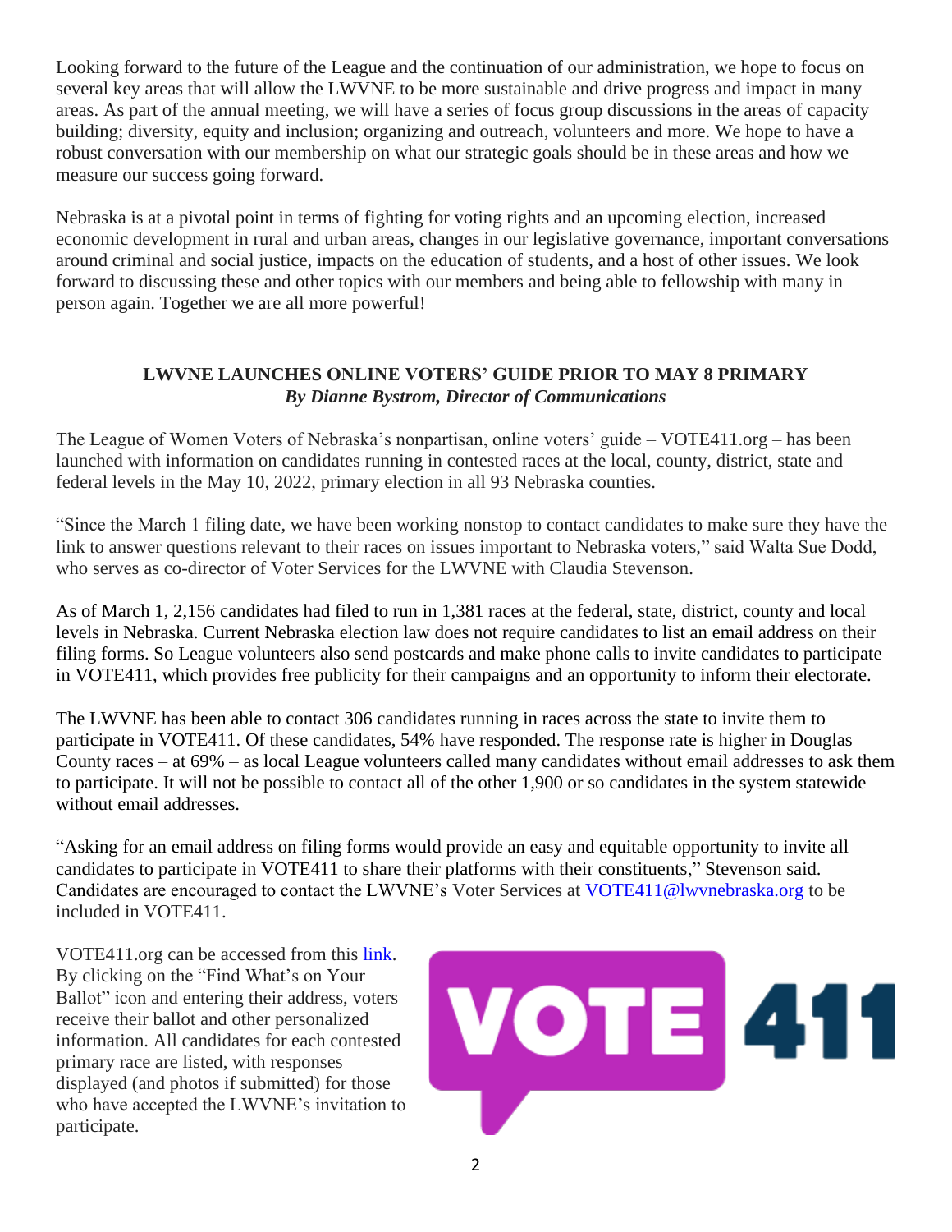Looking forward to the future of the League and the continuation of our administration, we hope to focus on several key areas that will allow the LWVNE to be more sustainable and drive progress and impact in many areas. As part of the annual meeting, we will have a series of focus group discussions in the areas of capacity building; diversity, equity and inclusion; organizing and outreach, volunteers and more. We hope to have a robust conversation with our membership on what our strategic goals should be in these areas and how we measure our success going forward.

Nebraska is at a pivotal point in terms of fighting for voting rights and an upcoming election, increased economic development in rural and urban areas, changes in our legislative governance, important conversations around criminal and social justice, impacts on the education of students, and a host of other issues. We look forward to discussing these and other topics with our members and being able to fellowship with many in person again. Together we are all more powerful!

## LWVNE LAUNCHES ONLINE VOTERS' GUIDE PRIOR TO MAY 8 PRIMARY

***By Dianne Bystrom, Director of Communications***

The League of Women Voters of Nebraska's nonpartisan, online voters' guide – VOTE411.org – has been launched with information on candidates running in contested races at the local, county, district, state and federal levels in the May 10, 2022, primary election in all 93 Nebraska counties.

"Since the March 1 filing date, we have been working nonstop to contact candidates to make sure they have the link to answer questions relevant to their races on issues important to Nebraska voters," said Walta Sue Dodd, who serves as co-director of Voter Services for the LWVNE with Claudia Stevenson.

As of March 1, 2,156 candidates had filed to run in 1,381 races at the federal, state, district, county and local levels in Nebraska. Current Nebraska election law does not require candidates to list an email address on their filing forms. So League volunteers also send postcards and make phone calls to invite candidates to participate in VOTE411, which provides free publicity for their campaigns and an opportunity to inform their electorate.

The LWVNE has been able to contact 306 candidates running in races across the state to invite them to participate in VOTE411. Of these candidates, 54% have responded. The response rate is higher in Douglas County races – at 69% – as local League volunteers called many candidates without email addresses to ask them to participate. It will not be possible to contact all of the other 1,900 or so candidates in the system statewide without email addresses.

"Asking for an email address on filing forms would provide an easy and equitable opportunity to invite all candidates to participate in VOTE411 to share their platforms with their constituents," Stevenson said. Candidates are encouraged to contact the LWVNE's Voter Services at VOTE411@lwvnebraska.org to be included in VOTE411.

VOTE411.org can be accessed from this link. By clicking on the "Find What's on Your Ballot" icon and entering their address, voters receive their ballot and other personalized information. All candidates for each contested primary race are listed, with responses displayed (and photos if submitted) for those who have accepted the LWVNE's invitation to participate.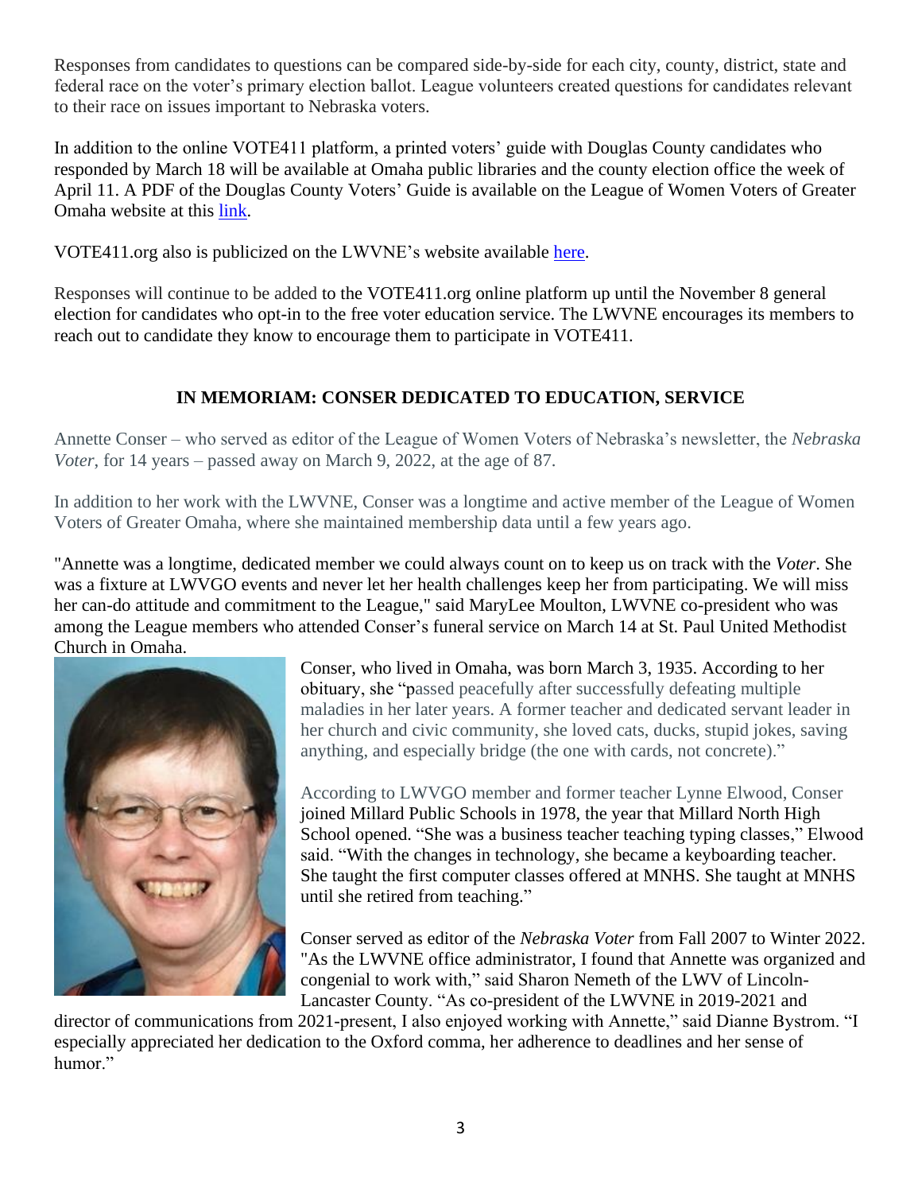Responses from candidates to questions can be compared side-by-side for each city, county, district, state and federal race on the voter's primary election ballot. League volunteers created questions for candidates relevant to their race on issues important to Nebraska voters.

In addition to the online VOTE411 platform, a printed voters' guide with Douglas County candidates who responded by March 18 will be available at Omaha public libraries and the county election office the week of April 11. A PDF of the Douglas County Voters' Guide is available on the League of Women Voters of Greater Omaha website at this link.

VOTE411.org also is publicized on the LWVNE's website available here.

Responses will continue to be added to the VOTE411.org online platform up until the November 8 general election for candidates who opt-in to the free voter education service. The LWVNE encourages its members to reach out to candidate they know to encourage them to participate in VOTE411.

## IN MEMORIAM: CONSER DEDICATED TO EDUCATION, SERVICE

Annette Conser – who served as editor of the League of Women Voters of Nebraska's newsletter, the *Nebraska Voter*, for 14 years – passed away on March 9, 2022, at the age of 87.

In addition to her work with the LWVNE, Conser was a longtime and active member of the League of Women Voters of Greater Omaha, where she maintained membership data until a few years ago.

"Annette was a longtime, dedicated member we could always count on to keep us on track with the *Voter*. She was a fixture at LWVGO events and never let her health challenges keep her from participating. We will miss her can-do attitude and commitment to the League," said MaryLee Moulton, LWVNE co-president who was among the League members who attended Conser's funeral service on March 14 at St. Paul United Methodist Church in Omaha.

Conser, who lived in Omaha, was born March 3, 1935. According to her obituary, she "passed peacefully after successfully defeating multiple maladies in her later years. A former teacher and dedicated servant leader in her church and civic community, she loved cats, ducks, stupid jokes, saving anything, and especially bridge (the one with cards, not concrete)."

According to LWVGO member and former teacher Lynne Elwood, Conser joined Millard Public Schools in 1978, the year that Millard North High School opened. "She was a business teacher teaching typing classes," Elwood said. "With the changes in technology, she became a keyboarding teacher. She taught the first computer classes offered at MNHS. She taught at MNHS until she retired from teaching."

Conser served as editor of the *Nebraska Voter* from Fall 2007 to Winter 2022. "As the LWVNE office administrator, I found that Annette was organized and congenial to work with," said Sharon Nemeth of the LWV of Lincoln-Lancaster County. "As co-president of the LWVNE in 2019-2021 and director of communications from 2021-present, I also enjoyed working with Annette," said Dianne Bystrom. "I especially appreciated her dedication to the Oxford comma, her adherence to deadlines and her sense of humor."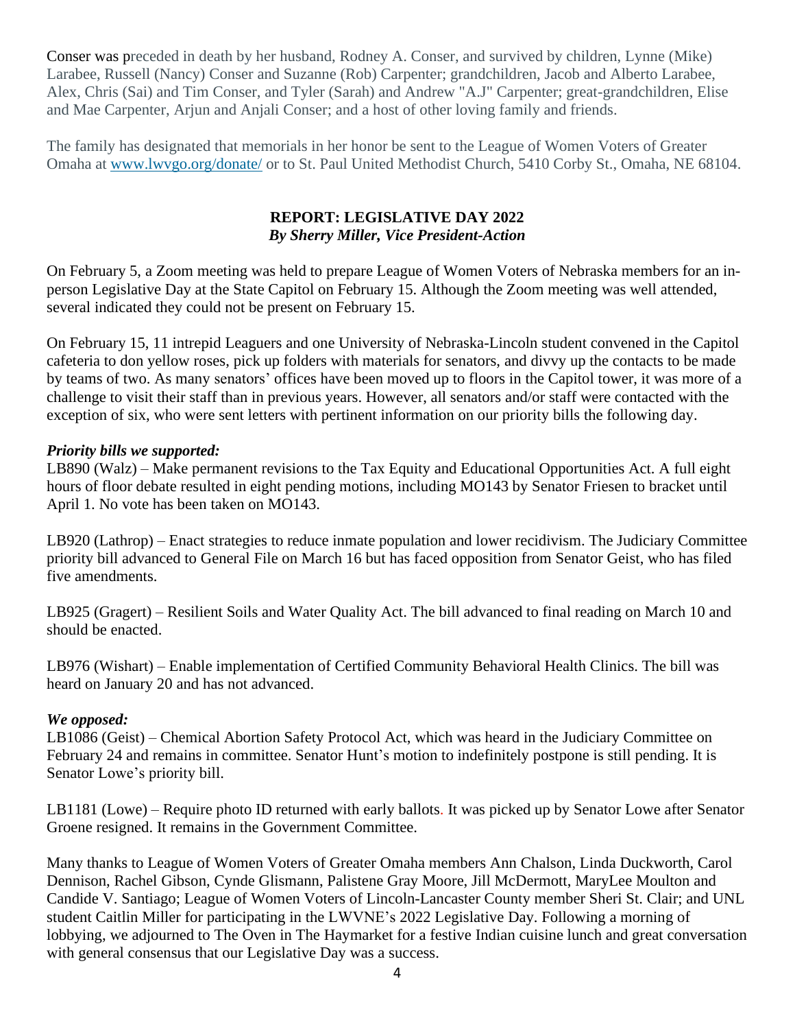Conser was preceded in death by her husband, Rodney A. Conser, and survived by children, Lynne (Mike) Larabee, Russell (Nancy) Conser and Suzanne (Rob) Carpenter; grandchildren, Jacob and Alberto Larabee, Alex, Chris (Sai) and Tim Conser, and Tyler (Sarah) and Andrew "A.J" Carpenter; great-grandchildren, Elise and Mae Carpenter, Arjun and Anjali Conser; and a host of other loving family and friends.

The family has designated that memorials in her honor be sent to the League of Women Voters of Greater Omaha at www.lwvgo.org/donate/ or to St. Paul United Methodist Church, 5410 Corby St., Omaha, NE 68104.

## REPORT: LEGISLATIVE DAY 2022

***By Sherry Miller, Vice President-Action***

On February 5, a Zoom meeting was held to prepare League of Women Voters of Nebraska members for an in-person Legislative Day at the State Capitol on February 15. Although the Zoom meeting was well attended, several indicated they could not be present on February 15.

On February 15, 11 intrepid Leaguers and one University of Nebraska-Lincoln student convened in the Capitol cafeteria to don yellow roses, pick up folders with materials for senators, and divvy up the contacts to be made by teams of two. As many senators' offices have been moved up to floors in the Capitol tower, it was more of a challenge to visit their staff than in previous years. However, all senators and/or staff were contacted with the exception of six, who were sent letters with pertinent information on our priority bills the following day.

***Priority bills we supported:***

LB890 (Walz) – Make permanent revisions to the Tax Equity and Educational Opportunities Act. A full eight hours of floor debate resulted in eight pending motions, including MO143 by Senator Friesen to bracket until April 1. No vote has been taken on MO143.

LB920 (Lathrop) – Enact strategies to reduce inmate population and lower recidivism. The Judiciary Committee priority bill advanced to General File on March 16 but has faced opposition from Senator Geist, who has filed five amendments.

LB925 (Gragert) – Resilient Soils and Water Quality Act. The bill advanced to final reading on March 10 and should be enacted.

LB976 (Wishart) – Enable implementation of Certified Community Behavioral Health Clinics. The bill was heard on January 20 and has not advanced.

***We opposed:***

LB1086 (Geist) – Chemical Abortion Safety Protocol Act, which was heard in the Judiciary Committee on February 24 and remains in committee. Senator Hunt's motion to indefinitely postpone is still pending. It is Senator Lowe's priority bill.

LB1181 (Lowe) – Require photo ID returned with early ballots. It was picked up by Senator Lowe after Senator Groene resigned. It remains in the Government Committee.

Many thanks to League of Women Voters of Greater Omaha members Ann Chalson, Linda Duckworth, Carol Dennison, Rachel Gibson, Cynde Glismann, Palistene Gray Moore, Jill McDermott, MaryLee Moulton and Candide V. Santiago; League of Women Voters of Lincoln-Lancaster County member Sheri St. Clair; and UNL student Caitlin Miller for participating in the LWVNE's 2022 Legislative Day. Following a morning of lobbying, we adjourned to The Oven in The Haymarket for a festive Indian cuisine lunch and great conversation with general consensus that our Legislative Day was a success.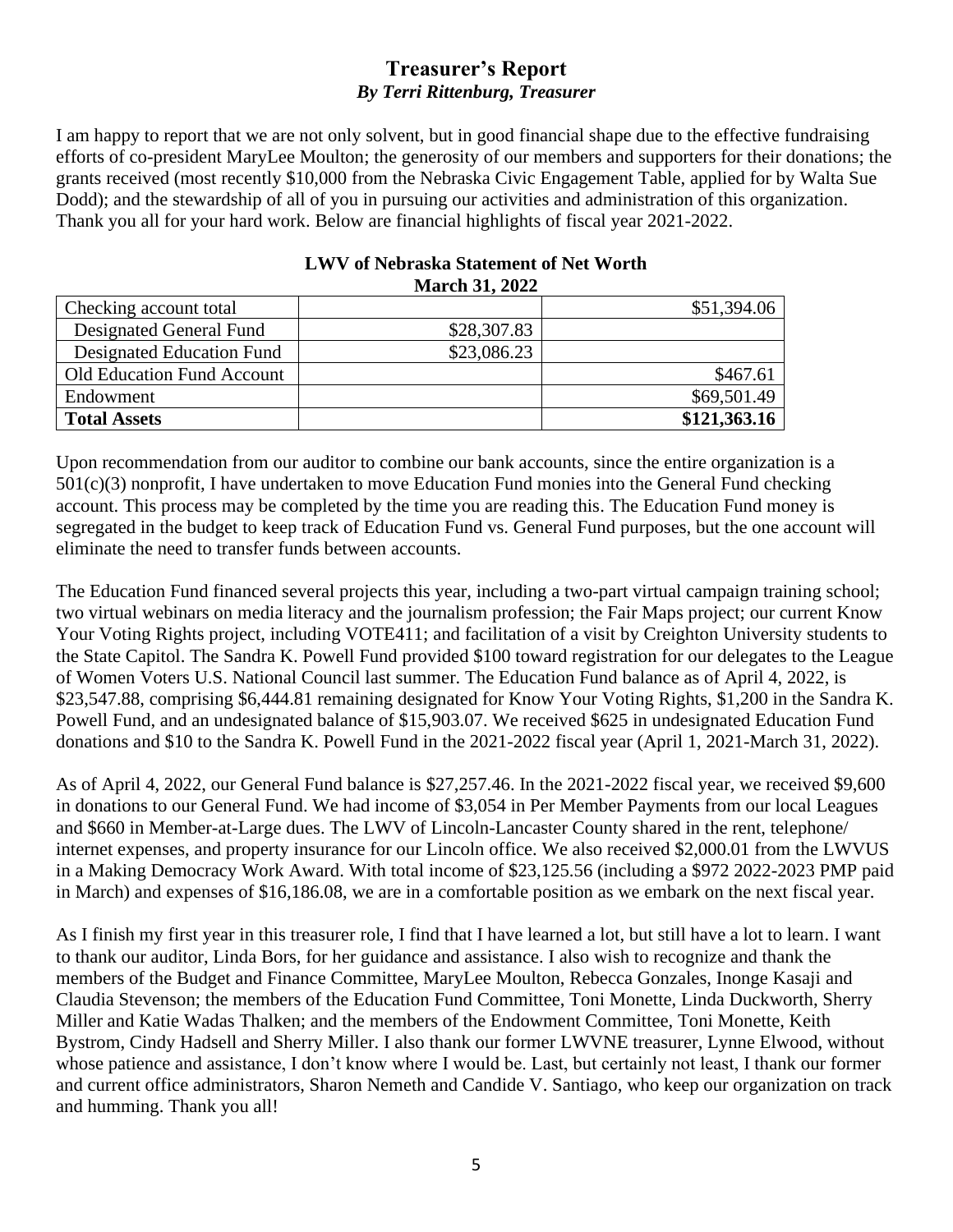## Treasurer's Report

***By Terri Rittenburg, Treasurer***

I am happy to report that we are not only solvent, but in good financial shape due to the effective fundraising efforts of co-president MaryLee Moulton; the generosity of our members and supporters for their donations; the grants received (most recently $10,000 from the Nebraska Civic Engagement Table, applied for by Walta Sue Dodd); and the stewardship of all of you in pursuing our activities and administration of this organization. Thank you all for your hard work. Below are financial highlights of fiscal year 2021-2022.

**LWV of Nebraska Statement of Net Worth**
**March 31, 2022**

| | | |
|---|---|---|
| Checking account total | | $51,394.06 |
| Designated General Fund | $28,307.83 | |
| Designated Education Fund | $23,086.23 | |
| Old Education Fund Account | | $467.61 |
| Endowment | | $69,501.49 |
| **Total Assets** | | **$121,363.16** |

Upon recommendation from our auditor to combine our bank accounts, since the entire organization is a 501(c)(3) nonprofit, I have undertaken to move Education Fund monies into the General Fund checking account. This process may be completed by the time you are reading this. The Education Fund money is segregated in the budget to keep track of Education Fund vs. General Fund purposes, but the one account will eliminate the need to transfer funds between accounts.

The Education Fund financed several projects this year, including a two-part virtual campaign training school; two virtual webinars on media literacy and the journalism profession; the Fair Maps project; our current Know Your Voting Rights project, including VOTE411; and facilitation of a visit by Creighton University students to the State Capitol. The Sandra K. Powell Fund provided $100 toward registration for our delegates to the League of Women Voters U.S. National Council last summer. The Education Fund balance as of April 4, 2022, is $23,547.88, comprising $6,444.81 remaining designated for Know Your Voting Rights, $1,200 in the Sandra K. Powell Fund, and an undesignated balance of $15,903.07. We received $625 in undesignated Education Fund donations and $10 to the Sandra K. Powell Fund in the 2021-2022 fiscal year (April 1, 2021-March 31, 2022).

As of April 4, 2022, our General Fund balance is $27,257.46. In the 2021-2022 fiscal year, we received $9,600 in donations to our General Fund. We had income of $3,054 in Per Member Payments from our local Leagues and $660 in Member-at-Large dues. The LWV of Lincoln-Lancaster County shared in the rent, telephone/internet expenses, and property insurance for our Lincoln office. We also received $2,000.01 from the LWVUS in a Making Democracy Work Award. With total income of $23,125.56 (including a $972 2022-2023 PMP paid in March) and expenses of $16,186.08, we are in a comfortable position as we embark on the next fiscal year.

As I finish my first year in this treasurer role, I find that I have learned a lot, but still have a lot to learn. I want to thank our auditor, Linda Bors, for her guidance and assistance. I also wish to recognize and thank the members of the Budget and Finance Committee, MaryLee Moulton, Rebecca Gonzales, Inonge Kasaji and Claudia Stevenson; the members of the Education Fund Committee, Toni Monette, Linda Duckworth, Sherry Miller and Katie Wadas Thalken; and the members of the Endowment Committee, Toni Monette, Keith Bystrom, Cindy Hadsell and Sherry Miller. I also thank our former LWVNE treasurer, Lynne Elwood, without whose patience and assistance, I don't know where I would be. Last, but certainly not least, I thank our former and current office administrators, Sharon Nemeth and Candide V. Santiago, who keep our organization on track and humming. Thank you all!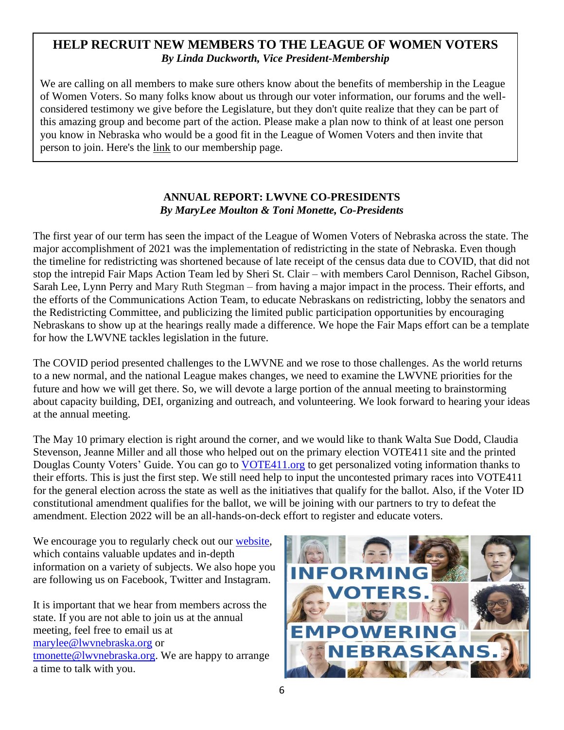## HELP RECRUIT NEW MEMBERS TO THE LEAGUE OF WOMEN VOTERS

***By Linda Duckworth, Vice President-Membership***

We are calling on all members to make sure others know about the benefits of membership in the League of Women Voters. So many folks know about us through our voter information, our forums and the well-considered testimony we give before the Legislature, but they don't quite realize that they can be part of this amazing group and become part of the action. Please make a plan now to think of at least one person you know in Nebraska who would be a good fit in the League of Women Voters and then invite that person to join. Here's the link to our membership page.

## ANNUAL REPORT: LWVNE CO-PRESIDENTS

***By MaryLee Moulton & Toni Monette, Co-Presidents***

The first year of our term has seen the impact of the League of Women Voters of Nebraska across the state. The major accomplishment of 2021 was the implementation of redistricting in the state of Nebraska. Even though the timeline for redistricting was shortened because of late receipt of the census data due to COVID, that did not stop the intrepid Fair Maps Action Team led by Sheri St. Clair – with members Carol Dennison, Rachel Gibson, Sarah Lee, Lynn Perry and Mary Ruth Stegman – from having a major impact in the process. Their efforts, and the efforts of the Communications Action Team, to educate Nebraskans on redistricting, lobby the senators and the Redistricting Committee, and publicizing the limited public participation opportunities by encouraging Nebraskans to show up at the hearings really made a difference. We hope the Fair Maps effort can be a template for how the LWVNE tackles legislation in the future.

The COVID period presented challenges to the LWVNE and we rose to those challenges. As the world returns to a new normal, and the national League makes changes, we need to examine the LWVNE priorities for the future and how we will get there. So, we will devote a large portion of the annual meeting to brainstorming about capacity building, DEI, organizing and outreach, and volunteering. We look forward to hearing your ideas at the annual meeting.

The May 10 primary election is right around the corner, and we would like to thank Walta Sue Dodd, Claudia Stevenson, Jeanne Miller and all those who helped out on the primary election VOTE411 site and the printed Douglas County Voters' Guide. You can go to VOTE411.org to get personalized voting information thanks to their efforts. This is just the first step. We still need help to input the uncontested primary races into VOTE411 for the general election across the state as well as the initiatives that qualify for the ballot. Also, if the Voter ID constitutional amendment qualifies for the ballot, we will be joining with our partners to try to defeat the amendment. Election 2022 will be an all-hands-on-deck effort to register and educate voters.

We encourage you to regularly check out our website, which contains valuable updates and in-depth information on a variety of subjects. We also hope you are following us on Facebook, Twitter and Instagram.

It is important that we hear from members across the state. If you are not able to join us at the annual meeting, feel free to email us at marylee@lwvnebraska.org or tmonette@lwvnebraska.org. We are happy to arrange a time to talk with you.

INFORMING VOTERS. EMPOWERING NEBRASKANS.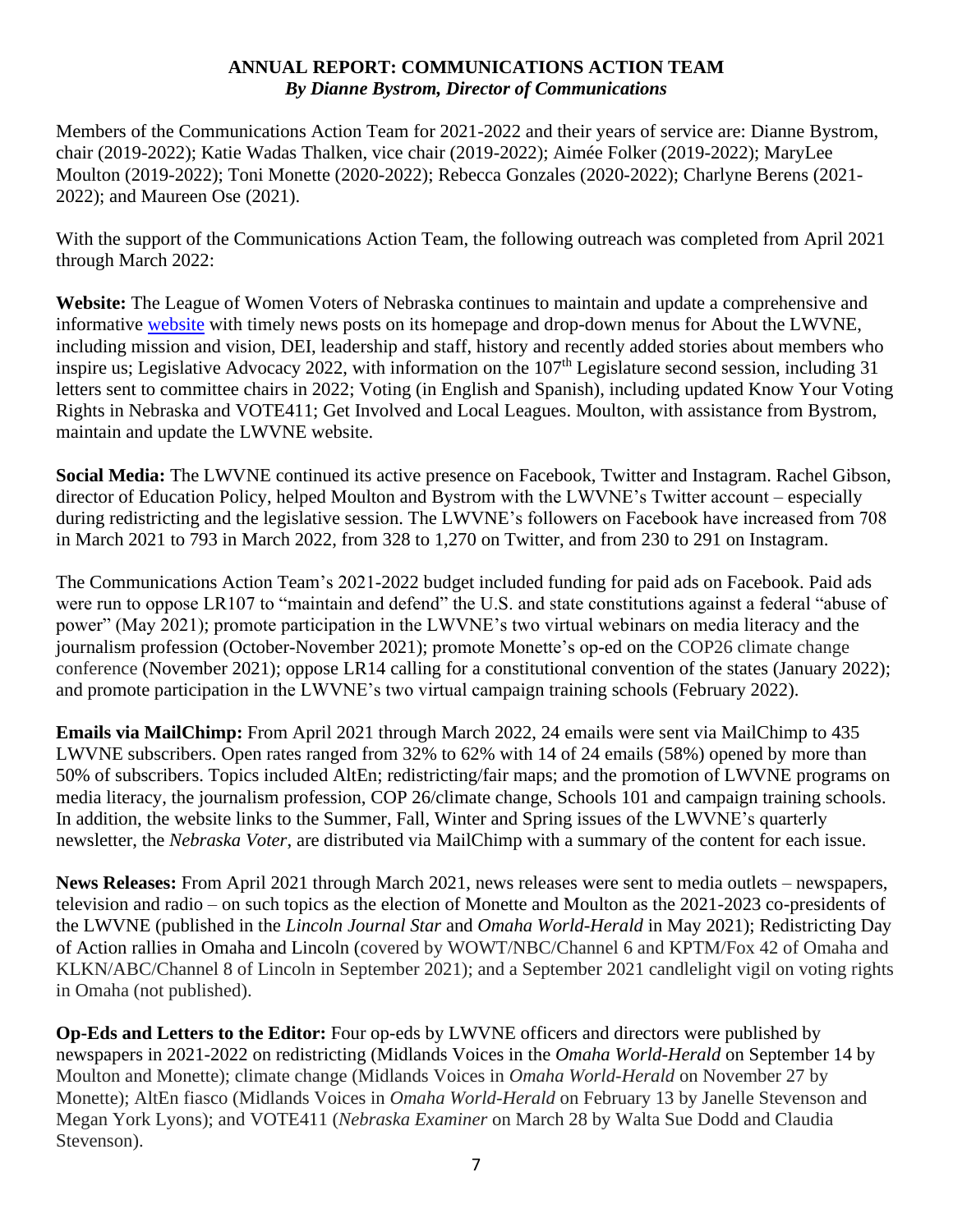# ANNUAL REPORT: COMMUNICATIONS ACTION TEAM

***By Dianne Bystrom, Director of Communications***

Members of the Communications Action Team for 2021-2022 and their years of service are: Dianne Bystrom, chair (2019-2022); Katie Wadas Thalken, vice chair (2019-2022); Aimée Folker (2019-2022); MaryLee Moulton (2019-2022); Toni Monette (2020-2022); Rebecca Gonzales (2020-2022); Charlyne Berens (2021-2022); and Maureen Ose (2021).

With the support of the Communications Action Team, the following outreach was completed from April 2021 through March 2022:

**Website:** The League of Women Voters of Nebraska continues to maintain and update a comprehensive and informative website with timely news posts on its homepage and drop-down menus for About the LWVNE, including mission and vision, DEI, leadership and staff, history and recently added stories about members who inspire us; Legislative Advocacy 2022, with information on the 107th Legislature second session, including 31 letters sent to committee chairs in 2022; Voting (in English and Spanish), including updated Know Your Voting Rights in Nebraska and VOTE411; Get Involved and Local Leagues. Moulton, with assistance from Bystrom, maintain and update the LWVNE website.

**Social Media:** The LWVNE continued its active presence on Facebook, Twitter and Instagram. Rachel Gibson, director of Education Policy, helped Moulton and Bystrom with the LWVNE's Twitter account – especially during redistricting and the legislative session. The LWVNE's followers on Facebook have increased from 708 in March 2021 to 793 in March 2022, from 328 to 1,270 on Twitter, and from 230 to 291 on Instagram.

The Communications Action Team's 2021-2022 budget included funding for paid ads on Facebook. Paid ads were run to oppose LR107 to "maintain and defend" the U.S. and state constitutions against a federal "abuse of power" (May 2021); promote participation in the LWVNE's two virtual webinars on media literacy and the journalism profession (October-November 2021); promote Monette's op-ed on the COP26 climate change conference (November 2021); oppose LR14 calling for a constitutional convention of the states (January 2022); and promote participation in the LWVNE's two virtual campaign training schools (February 2022).

**Emails via MailChimp:** From April 2021 through March 2022, 24 emails were sent via MailChimp to 435 LWVNE subscribers. Open rates ranged from 32% to 62% with 14 of 24 emails (58%) opened by more than 50% of subscribers. Topics included AltEn; redistricting/fair maps; and the promotion of LWVNE programs on media literacy, the journalism profession, COP 26/climate change, Schools 101 and campaign training schools. In addition, the website links to the Summer, Fall, Winter and Spring issues of the LWVNE's quarterly newsletter, the *Nebraska Voter*, are distributed via MailChimp with a summary of the content for each issue.

**News Releases:** From April 2021 through March 2021, news releases were sent to media outlets – newspapers, television and radio – on such topics as the election of Monette and Moulton as the 2021-2023 co-presidents of the LWVNE (published in the *Lincoln Journal Star* and *Omaha World-Herald* in May 2021); Redistricting Day of Action rallies in Omaha and Lincoln (covered by WOWT/NBC/Channel 6 and KPTM/Fox 42 of Omaha and KLKN/ABC/Channel 8 of Lincoln in September 2021); and a September 2021 candlelight vigil on voting rights in Omaha (not published).

**Op-Eds and Letters to the Editor:** Four op-eds by LWVNE officers and directors were published by newspapers in 2021-2022 on redistricting (Midlands Voices in the *Omaha World-Herald* on September 14 by Moulton and Monette); climate change (Midlands Voices in *Omaha World-Herald* on November 27 by Monette); AltEn fiasco (Midlands Voices in *Omaha World-Herald* on February 13 by Janelle Stevenson and Megan York Lyons); and VOTE411 (*Nebraska Examiner* on March 28 by Walta Sue Dodd and Claudia Stevenson).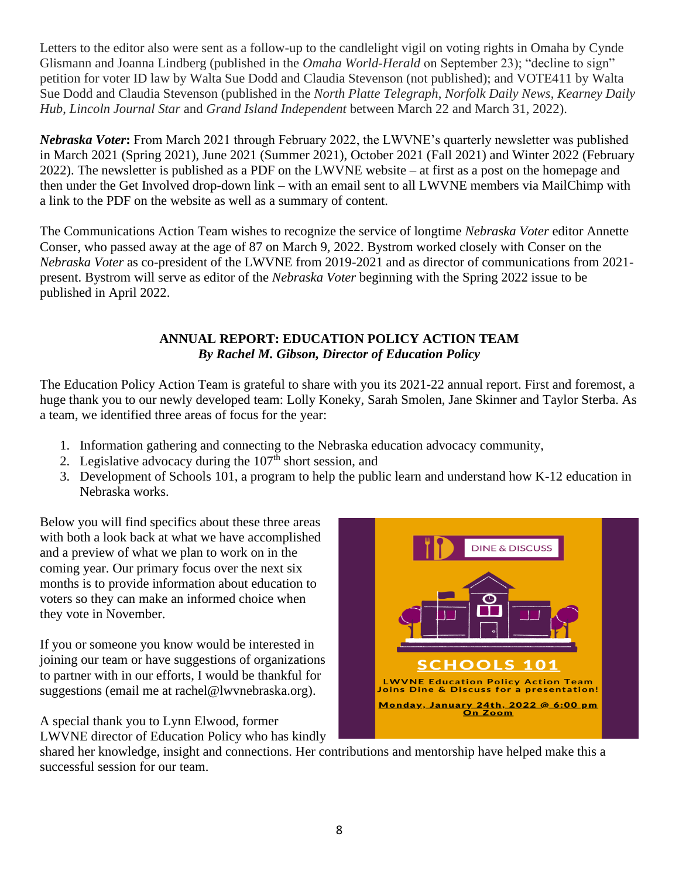Letters to the editor also were sent as a follow-up to the candlelight vigil on voting rights in Omaha by Cynde Glismann and Joanna Lindberg (published in the *Omaha World-Herald* on September 23); "decline to sign" petition for voter ID law by Walta Sue Dodd and Claudia Stevenson (not published); and VOTE411 by Walta Sue Dodd and Claudia Stevenson (published in the *North Platte Telegraph*, *Norfolk Daily News*, *Kearney Daily Hub*, *Lincoln Journal Star* and *Grand Island Independent* between March 22 and March 31, 2022).

***Nebraska Voter*:** From March 2021 through February 2022, the LWVNE's quarterly newsletter was published in March 2021 (Spring 2021), June 2021 (Summer 2021), October 2021 (Fall 2021) and Winter 2022 (February 2022). The newsletter is published as a PDF on the LWVNE website – at first as a post on the homepage and then under the Get Involved drop-down link – with an email sent to all LWVNE members via MailChimp with a link to the PDF on the website as well as a summary of content.

The Communications Action Team wishes to recognize the service of longtime *Nebraska Voter* editor Annette Conser, who passed away at the age of 87 on March 9, 2022. Bystrom worked closely with Conser on the *Nebraska Voter* as co-president of the LWVNE from 2019-2021 and as director of communications from 2021-present. Bystrom will serve as editor of the *Nebraska Voter* beginning with the Spring 2022 issue to be published in April 2022.

## ANNUAL REPORT: EDUCATION POLICY ACTION TEAM

***By Rachel M. Gibson, Director of Education Policy***

The Education Policy Action Team is grateful to share with you its 2021-22 annual report. First and foremost, a huge thank you to our newly developed team: Lolly Koneky, Sarah Smolen, Jane Skinner and Taylor Sterba. As a team, we identified three areas of focus for the year:

1. Information gathering and connecting to the Nebraska education advocacy community,
2. Legislative advocacy during the 107th short session, and
3. Development of Schools 101, a program to help the public learn and understand how K-12 education in Nebraska works.

Below you will find specifics about these three areas with both a look back at what we have accomplished and a preview of what we plan to work on in the coming year. Our primary focus over the next six months is to provide information about education to voters so they can make an informed choice when they vote in November.

If you or someone you know would be interested in joining our team or have suggestions of organizations to partner with in our efforts, I would be thankful for suggestions (email me at rachel@lwvnebraska.org).

A special thank you to Lynn Elwood, former LWVNE director of Education Policy who has kindly shared her knowledge, insight and connections. Her contributions and mentorship have helped make this a successful session for our team.

DINE & DISCUSS

SCHOOLS 101

LWVNE Education Policy Action Team Joins Dine & Discuss for a presentation!

Monday, January 24th, 2022 @ 6:00 pm On Zoom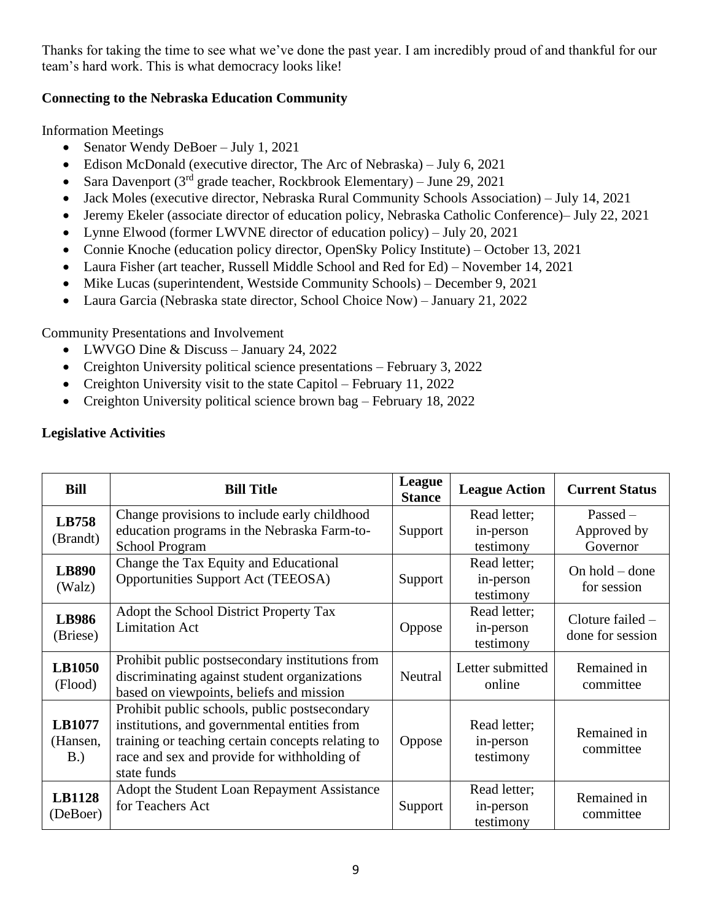Thanks for taking the time to see what we've done the past year. I am incredibly proud of and thankful for our team's hard work. This is what democracy looks like!

**Connecting to the Nebraska Education Community**

Information Meetings

- Senator Wendy DeBoer – July 1, 2021
- Edison McDonald (executive director, The Arc of Nebraska) – July 6, 2021
- Sara Davenport (3rd grade teacher, Rockbrook Elementary) – June 29, 2021
- Jack Moles (executive director, Nebraska Rural Community Schools Association) – July 14, 2021
- Jeremy Ekeler (associate director of education policy, Nebraska Catholic Conference)– July 22, 2021
- Lynne Elwood (former LWVNE director of education policy) – July 20, 2021
- Connie Knoche (education policy director, OpenSky Policy Institute) – October 13, 2021
- Laura Fisher (art teacher, Russell Middle School and Red for Ed) – November 14, 2021
- Mike Lucas (superintendent, Westside Community Schools) – December 9, 2021
- Laura Garcia (Nebraska state director, School Choice Now) – January 21, 2022

Community Presentations and Involvement

- LWVGO Dine & Discuss – January 24, 2022
- Creighton University political science presentations – February 3, 2022
- Creighton University visit to the state Capitol – February 11, 2022
- Creighton University political science brown bag – February 18, 2022

**Legislative Activities**

| Bill | Bill Title | League Stance | League Action | Current Status |
|---|---|---|---|---|
| **LB758** (Brandt) | Change provisions to include early childhood education programs in the Nebraska Farm-to-School Program | Support | Read letter; in-person testimony | Passed – Approved by Governor |
| **LB890** (Walz) | Change the Tax Equity and Educational Opportunities Support Act (TEEOSA) | Support | Read letter; in-person testimony | On hold – done for session |
| **LB986** (Briese) | Adopt the School District Property Tax Limitation Act | Oppose | Read letter; in-person testimony | Cloture failed – done for session |
| **LB1050** (Flood) | Prohibit public postsecondary institutions from discriminating against student organizations based on viewpoints, beliefs and mission | Neutral | Letter submitted online | Remained in committee |
| **LB1077** (Hansen, B.) | Prohibit public schools, public postsecondary institutions, and governmental entities from training or teaching certain concepts relating to race and sex and provide for withholding of state funds | Oppose | Read letter; in-person testimony | Remained in committee |
| **LB1128** (DeBoer) | Adopt the Student Loan Repayment Assistance for Teachers Act | Support | Read letter; in-person testimony | Remained in committee |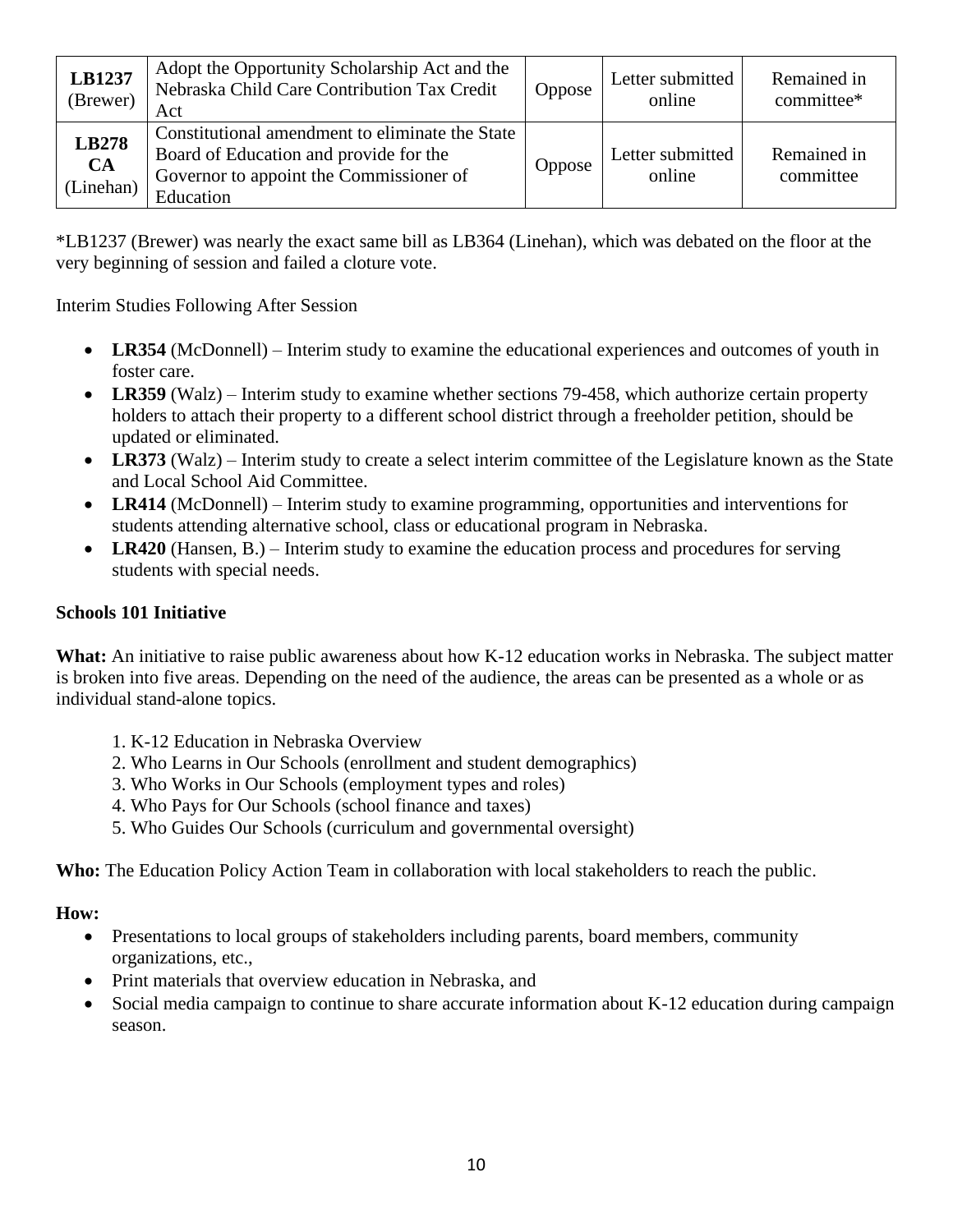| **LB1237** (Brewer) | Adopt the Opportunity Scholarship Act and the Nebraska Child Care Contribution Tax Credit Act | Oppose | Letter submitted online | Remained in committee* |
|---|---|---|---|---|
| **LB278 CA** (Linehan) | Constitutional amendment to eliminate the State Board of Education and provide for the Governor to appoint the Commissioner of Education | Oppose | Letter submitted online | Remained in committee |

*LB1237 (Brewer) was nearly the exact same bill as LB364 (Linehan), which was debated on the floor at the very beginning of session and failed a cloture vote.

Interim Studies Following After Session

- **LR354** (McDonnell) – Interim study to examine the educational experiences and outcomes of youth in foster care.
- **LR359** (Walz) – Interim study to examine whether sections 79-458, which authorize certain property holders to attach their property to a different school district through a freeholder petition, should be updated or eliminated.
- **LR373** (Walz) – Interim study to create a select interim committee of the Legislature known as the State and Local School Aid Committee.
- **LR414** (McDonnell) – Interim study to examine programming, opportunities and interventions for students attending alternative school, class or educational program in Nebraska.
- **LR420** (Hansen, B.) – Interim study to examine the education process and procedures for serving students with special needs.

**Schools 101 Initiative**

**What:** An initiative to raise public awareness about how K-12 education works in Nebraska. The subject matter is broken into five areas. Depending on the need of the audience, the areas can be presented as a whole or as individual stand-alone topics.

1. K-12 Education in Nebraska Overview
2. Who Learns in Our Schools (enrollment and student demographics)
3. Who Works in Our Schools (employment types and roles)
4. Who Pays for Our Schools (school finance and taxes)
5. Who Guides Our Schools (curriculum and governmental oversight)

**Who:** The Education Policy Action Team in collaboration with local stakeholders to reach the public.

**How:**

- Presentations to local groups of stakeholders including parents, board members, community organizations, etc.,
- Print materials that overview education in Nebraska, and
- Social media campaign to continue to share accurate information about K-12 education during campaign season.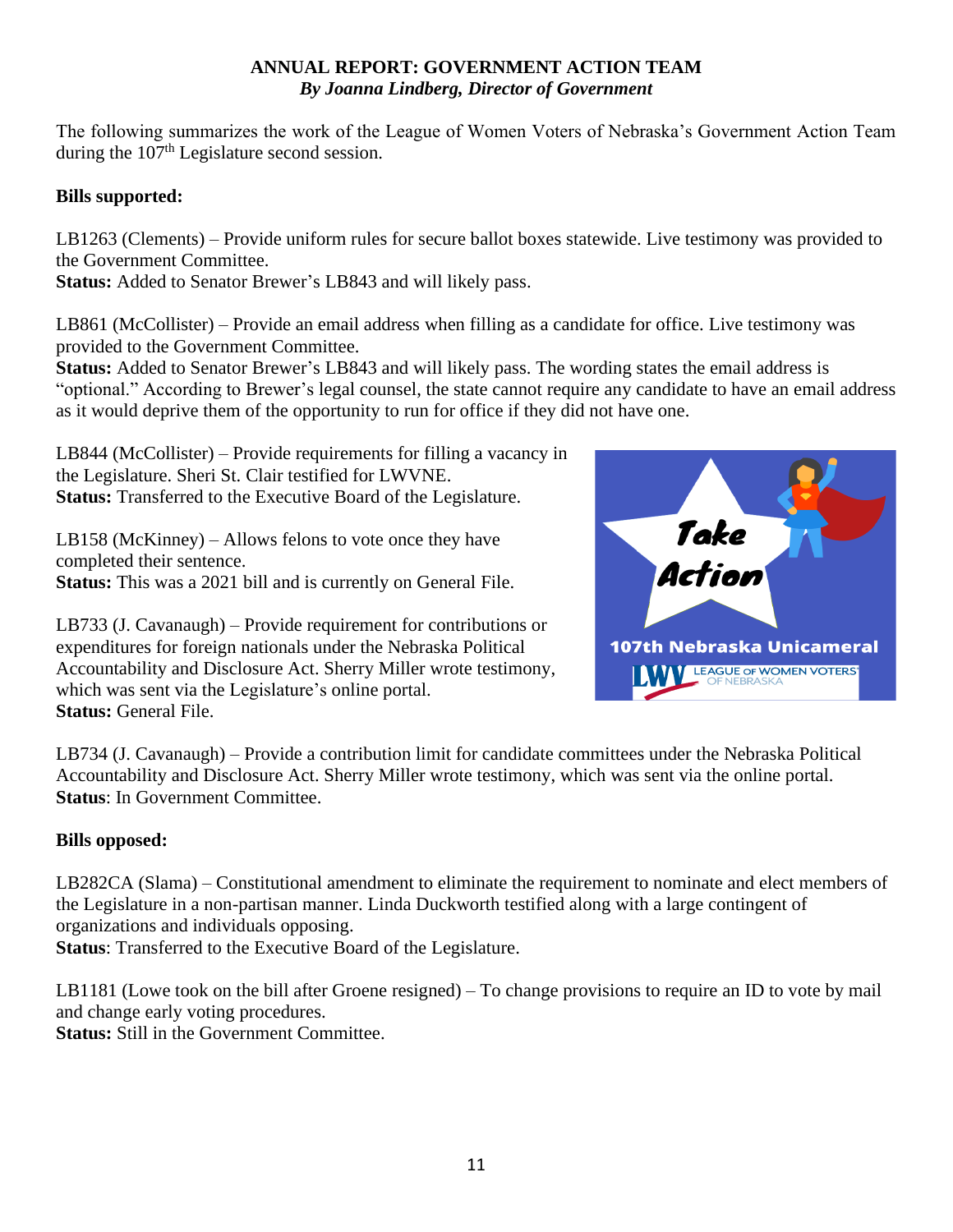## ANNUAL REPORT: GOVERNMENT ACTION TEAM

*By Joanna Lindberg, Director of Government*

The following summarizes the work of the League of Women Voters of Nebraska's Government Action Team during the 107th Legislature second session.

**Bills supported:**

LB1263 (Clements) – Provide uniform rules for secure ballot boxes statewide. Live testimony was provided to the Government Committee.
**Status:** Added to Senator Brewer's LB843 and will likely pass.

LB861 (McCollister) – Provide an email address when filling as a candidate for office. Live testimony was provided to the Government Committee.
**Status:** Added to Senator Brewer's LB843 and will likely pass. The wording states the email address is "optional." According to Brewer's legal counsel, the state cannot require any candidate to have an email address as it would deprive them of the opportunity to run for office if they did not have one.

LB844 (McCollister) – Provide requirements for filling a vacancy in the Legislature. Sheri St. Clair testified for LWVNE.
**Status:** Transferred to the Executive Board of the Legislature.

LB158 (McKinney) – Allows felons to vote once they have completed their sentence.
**Status:** This was a 2021 bill and is currently on General File.

LB733 (J. Cavanaugh) – Provide requirement for contributions or expenditures for foreign nationals under the Nebraska Political Accountability and Disclosure Act. Sherry Miller wrote testimony, which was sent via the Legislature's online portal.
**Status:** General File.

LB734 (J. Cavanaugh) – Provide a contribution limit for candidate committees under the Nebraska Political Accountability and Disclosure Act. Sherry Miller wrote testimony, which was sent via the online portal.
**Status**: In Government Committee.

**Bills opposed:**

LB282CA (Slama) – Constitutional amendment to eliminate the requirement to nominate and elect members of the Legislature in a non-partisan manner. Linda Duckworth testified along with a large contingent of organizations and individuals opposing.
**Status**: Transferred to the Executive Board of the Legislature.

LB1181 (Lowe took on the bill after Groene resigned) – To change provisions to require an ID to vote by mail and change early voting procedures.
**Status:** Still in the Government Committee.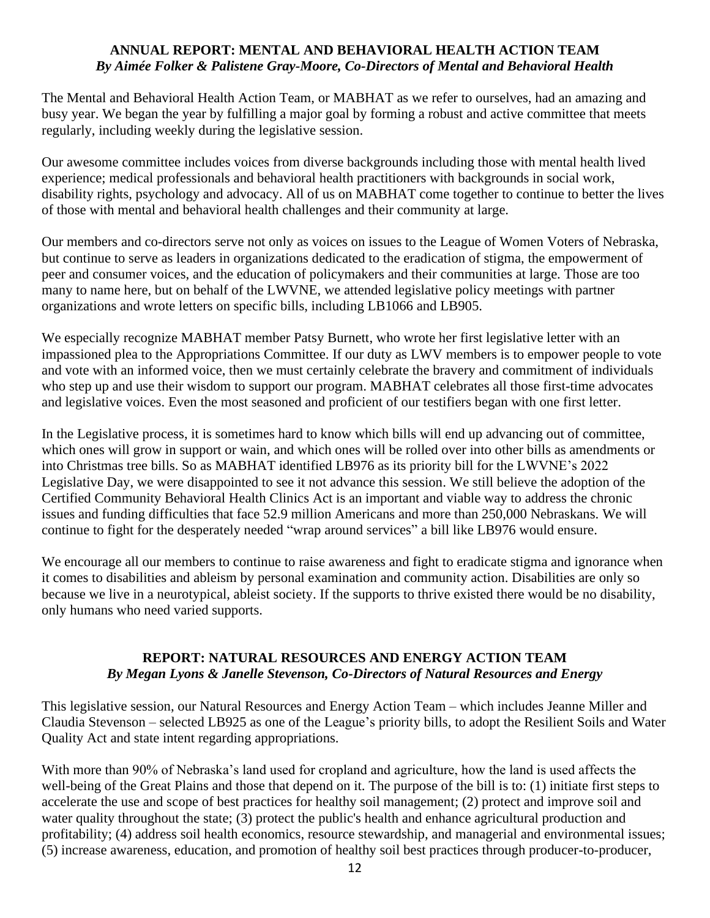## ANNUAL REPORT: MENTAL AND BEHAVIORAL HEALTH ACTION TEAM

***By Aimée Folker & Palistene Gray-Moore, Co-Directors of Mental and Behavioral Health***

The Mental and Behavioral Health Action Team, or MABHAT as we refer to ourselves, had an amazing and busy year. We began the year by fulfilling a major goal by forming a robust and active committee that meets regularly, including weekly during the legislative session.

Our awesome committee includes voices from diverse backgrounds including those with mental health lived experience; medical professionals and behavioral health practitioners with backgrounds in social work, disability rights, psychology and advocacy. All of us on MABHAT come together to continue to better the lives of those with mental and behavioral health challenges and their community at large.

Our members and co-directors serve not only as voices on issues to the League of Women Voters of Nebraska, but continue to serve as leaders in organizations dedicated to the eradication of stigma, the empowerment of peer and consumer voices, and the education of policymakers and their communities at large. Those are too many to name here, but on behalf of the LWVNE, we attended legislative policy meetings with partner organizations and wrote letters on specific bills, including LB1066 and LB905.

We especially recognize MABHAT member Patsy Burnett, who wrote her first legislative letter with an impassioned plea to the Appropriations Committee. If our duty as LWV members is to empower people to vote and vote with an informed voice, then we must certainly celebrate the bravery and commitment of individuals who step up and use their wisdom to support our program. MABHAT celebrates all those first-time advocates and legislative voices. Even the most seasoned and proficient of our testifiers began with one first letter.

In the Legislative process, it is sometimes hard to know which bills will end up advancing out of committee, which ones will grow in support or wain, and which ones will be rolled over into other bills as amendments or into Christmas tree bills. So as MABHAT identified LB976 as its priority bill for the LWVNE's 2022 Legislative Day, we were disappointed to see it not advance this session. We still believe the adoption of the Certified Community Behavioral Health Clinics Act is an important and viable way to address the chronic issues and funding difficulties that face 52.9 million Americans and more than 250,000 Nebraskans. We will continue to fight for the desperately needed "wrap around services" a bill like LB976 would ensure.

We encourage all our members to continue to raise awareness and fight to eradicate stigma and ignorance when it comes to disabilities and ableism by personal examination and community action. Disabilities are only so because we live in a neurotypical, ableist society. If the supports to thrive existed there would be no disability, only humans who need varied supports.

## REPORT: NATURAL RESOURCES AND ENERGY ACTION TEAM

***By Megan Lyons & Janelle Stevenson, Co-Directors of Natural Resources and Energy***

This legislative session, our Natural Resources and Energy Action Team – which includes Jeanne Miller and Claudia Stevenson – selected LB925 as one of the League's priority bills, to adopt the Resilient Soils and Water Quality Act and state intent regarding appropriations.

With more than 90% of Nebraska's land used for cropland and agriculture, how the land is used affects the well-being of the Great Plains and those that depend on it. The purpose of the bill is to: (1) initiate first steps to accelerate the use and scope of best practices for healthy soil management; (2) protect and improve soil and water quality throughout the state; (3) protect the public's health and enhance agricultural production and profitability; (4) address soil health economics, resource stewardship, and managerial and environmental issues; (5) increase awareness, education, and promotion of healthy soil best practices through producer-to-producer,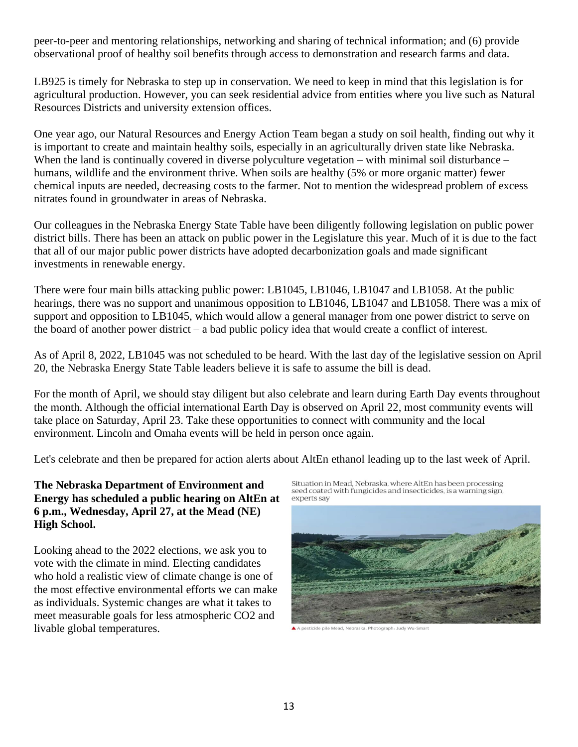peer-to-peer and mentoring relationships, networking and sharing of technical information; and (6) provide observational proof of healthy soil benefits through access to demonstration and research farms and data.

LB925 is timely for Nebraska to step up in conservation. We need to keep in mind that this legislation is for agricultural production. However, you can seek residential advice from entities where you live such as Natural Resources Districts and university extension offices.

One year ago, our Natural Resources and Energy Action Team began a study on soil health, finding out why it is important to create and maintain healthy soils, especially in an agriculturally driven state like Nebraska. When the land is continually covered in diverse polyculture vegetation – with minimal soil disturbance – humans, wildlife and the environment thrive. When soils are healthy (5% or more organic matter) fewer chemical inputs are needed, decreasing costs to the farmer. Not to mention the widespread problem of excess nitrates found in groundwater in areas of Nebraska.

Our colleagues in the Nebraska Energy State Table have been diligently following legislation on public power district bills. There has been an attack on public power in the Legislature this year. Much of it is due to the fact that all of our major public power districts have adopted decarbonization goals and made significant investments in renewable energy.

There were four main bills attacking public power: LB1045, LB1046, LB1047 and LB1058. At the public hearings, there was no support and unanimous opposition to LB1046, LB1047 and LB1058. There was a mix of support and opposition to LB1045, which would allow a general manager from one power district to serve on the board of another power district – a bad public policy idea that would create a conflict of interest.

As of April 8, 2022, LB1045 was not scheduled to be heard. With the last day of the legislative session on April 20, the Nebraska Energy State Table leaders believe it is safe to assume the bill is dead.

For the month of April, we should stay diligent but also celebrate and learn during Earth Day events throughout the month. Although the official international Earth Day is observed on April 22, most community events will take place on Saturday, April 23. Take these opportunities to connect with community and the local environment. Lincoln and Omaha events will be held in person once again.

Let's celebrate and then be prepared for action alerts about AltEn ethanol leading up to the last week of April.

**The Nebraska Department of Environment and Energy has scheduled a public hearing on AltEn at 6 p.m., Wednesday, April 27, at the Mead (NE) High School.**

Looking ahead to the 2022 elections, we ask you to vote with the climate in mind. Electing candidates who hold a realistic view of climate change is one of the most effective environmental efforts we can make as individuals. Systemic changes are what it takes to meet measurable goals for less atmospheric $CO_2$ and livable global temperatures.

Situation in Mead, Nebraska, where AltEn has been processing seed coated with fungicides and insecticides, is a warning sign, experts say

▲ A pesticide pile Mead, Nebraska. Photograph: Judy Wu-Smart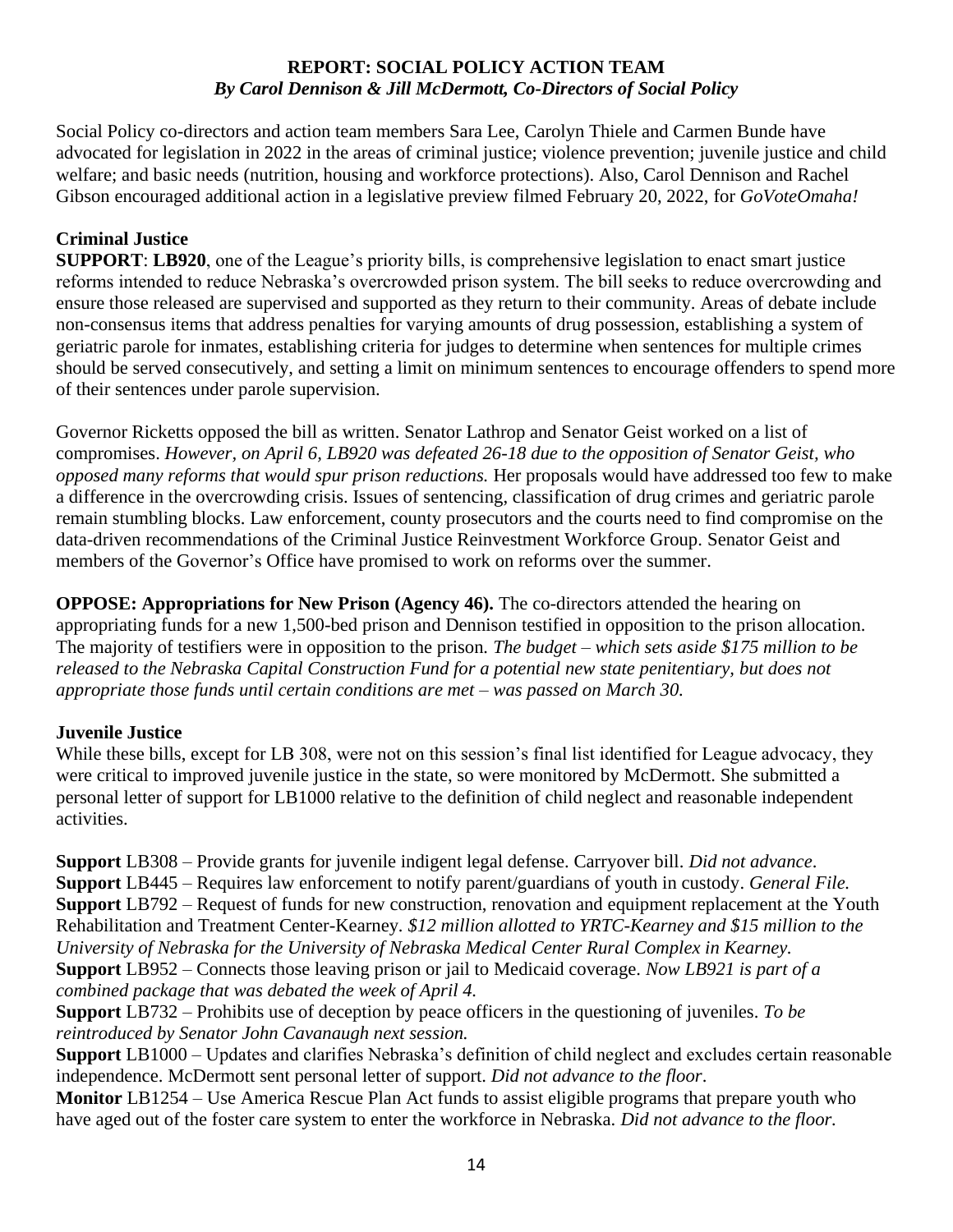## REPORT: SOCIAL POLICY ACTION TEAM

***By Carol Dennison & Jill McDermott, Co-Directors of Social Policy***

Social Policy co-directors and action team members Sara Lee, Carolyn Thiele and Carmen Bunde have advocated for legislation in 2022 in the areas of criminal justice; violence prevention; juvenile justice and child welfare; and basic needs (nutrition, housing and workforce protections). Also, Carol Dennison and Rachel Gibson encouraged additional action in a legislative preview filmed February 20, 2022, for *GoVoteOmaha!*

### Criminal Justice

**SUPPORT**: **LB920**, one of the League's priority bills, is comprehensive legislation to enact smart justice reforms intended to reduce Nebraska's overcrowded prison system. The bill seeks to reduce overcrowding and ensure those released are supervised and supported as they return to their community. Areas of debate include non-consensus items that address penalties for varying amounts of drug possession, establishing a system of geriatric parole for inmates, establishing criteria for judges to determine when sentences for multiple crimes should be served consecutively, and setting a limit on minimum sentences to encourage offenders to spend more of their sentences under parole supervision.

Governor Ricketts opposed the bill as written. Senator Lathrop and Senator Geist worked on a list of compromises. *However, on April 6, LB920 was defeated 26-18 due to the opposition of Senator Geist, who opposed many reforms that would spur prison reductions.* Her proposals would have addressed too few to make a difference in the overcrowding crisis. Issues of sentencing, classification of drug crimes and geriatric parole remain stumbling blocks. Law enforcement, county prosecutors and the courts need to find compromise on the data-driven recommendations of the Criminal Justice Reinvestment Workforce Group. Senator Geist and members of the Governor's Office have promised to work on reforms over the summer.

**OPPOSE: Appropriations for New Prison (Agency 46).** The co-directors attended the hearing on appropriating funds for a new 1,500-bed prison and Dennison testified in opposition to the prison allocation. The majority of testifiers were in opposition to the prison. *The budget – which sets aside $175 million to be released to the Nebraska Capital Construction Fund for a potential new state penitentiary, but does not appropriate those funds until certain conditions are met – was passed on March 30.*

### Juvenile Justice

While these bills, except for LB 308, were not on this session's final list identified for League advocacy, they were critical to improved juvenile justice in the state, so were monitored by McDermott. She submitted a personal letter of support for LB1000 relative to the definition of child neglect and reasonable independent activities.

**Support** LB308 – Provide grants for juvenile indigent legal defense. Carryover bill. *Did not advance*.
**Support** LB445 – Requires law enforcement to notify parent/guardians of youth in custody. *General File.*
**Support** LB792 – Request of funds for new construction, renovation and equipment replacement at the Youth Rehabilitation and Treatment Center-Kearney. *$12 million allotted to YRTC-Kearney and $15 million to the University of Nebraska for the University of Nebraska Medical Center Rural Complex in Kearney.*
**Support** LB952 – Connects those leaving prison or jail to Medicaid coverage. *Now LB921 is part of a combined package that was debated the week of April 4.*
**Support** LB732 – Prohibits use of deception by peace officers in the questioning of juveniles. *To be reintroduced by Senator John Cavanaugh next session.*
**Support** LB1000 – Updates and clarifies Nebraska's definition of child neglect and excludes certain reasonable independence. McDermott sent personal letter of support. *Did not advance to the floor*.
**Monitor** LB1254 – Use America Rescue Plan Act funds to assist eligible programs that prepare youth who have aged out of the foster care system to enter the workforce in Nebraska. *Did not advance to the floor.*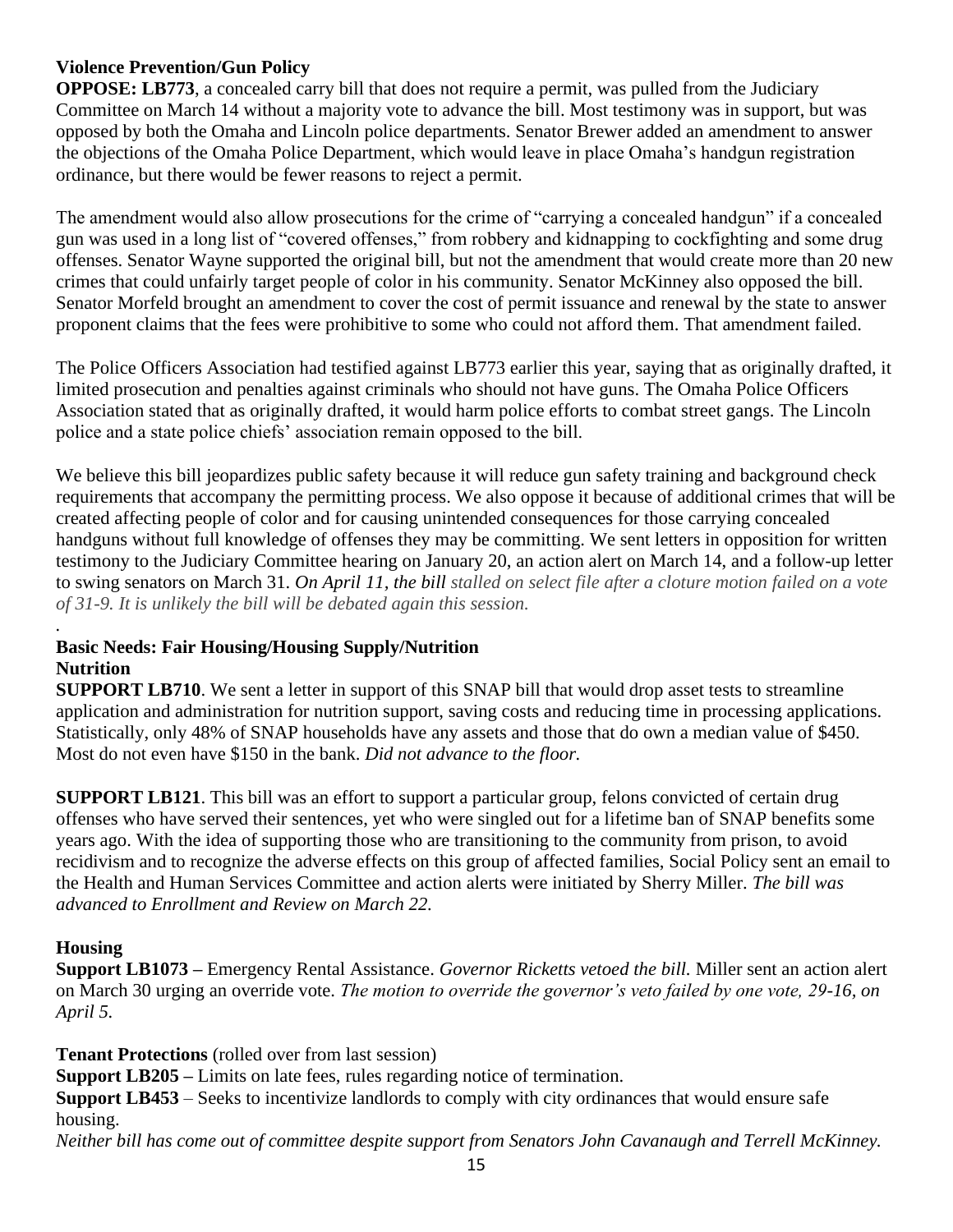**Violence Prevention/Gun Policy**

**OPPOSE: LB773**, a concealed carry bill that does not require a permit, was pulled from the Judiciary Committee on March 14 without a majority vote to advance the bill. Most testimony was in support, but was opposed by both the Omaha and Lincoln police departments. Senator Brewer added an amendment to answer the objections of the Omaha Police Department, which would leave in place Omaha's handgun registration ordinance, but there would be fewer reasons to reject a permit.

The amendment would also allow prosecutions for the crime of "carrying a concealed handgun" if a concealed gun was used in a long list of "covered offenses," from robbery and kidnapping to cockfighting and some drug offenses. Senator Wayne supported the original bill, but not the amendment that would create more than 20 new crimes that could unfairly target people of color in his community. Senator McKinney also opposed the bill. Senator Morfeld brought an amendment to cover the cost of permit issuance and renewal by the state to answer proponent claims that the fees were prohibitive to some who could not afford them. That amendment failed.

The Police Officers Association had testified against LB773 earlier this year, saying that as originally drafted, it limited prosecution and penalties against criminals who should not have guns. The Omaha Police Officers Association stated that as originally drafted, it would harm police efforts to combat street gangs. The Lincoln police and a state police chiefs' association remain opposed to the bill.

We believe this bill jeopardizes public safety because it will reduce gun safety training and background check requirements that accompany the permitting process. We also oppose it because of additional crimes that will be created affecting people of color and for causing unintended consequences for those carrying concealed handguns without full knowledge of offenses they may be committing. We sent letters in opposition for written testimony to the Judiciary Committee hearing on January 20, an action alert on March 14, and a follow-up letter to swing senators on March 31. *On April 11, the bill stalled on select file after a cloture motion failed on a vote of 31-9. It is unlikely the bill will be debated again this session.*

.

**Basic Needs: Fair Housing/Housing Supply/Nutrition**

**Nutrition**

**SUPPORT LB710**. We sent a letter in support of this SNAP bill that would drop asset tests to streamline application and administration for nutrition support, saving costs and reducing time in processing applications. Statistically, only 48% of SNAP households have any assets and those that do own a median value of $450. Most do not even have $150 in the bank. *Did not advance to the floor.*

**SUPPORT LB121**. This bill was an effort to support a particular group, felons convicted of certain drug offenses who have served their sentences, yet who were singled out for a lifetime ban of SNAP benefits some years ago. With the idea of supporting those who are transitioning to the community from prison, to avoid recidivism and to recognize the adverse effects on this group of affected families, Social Policy sent an email to the Health and Human Services Committee and action alerts were initiated by Sherry Miller. *The bill was advanced to Enrollment and Review on March 22.*

**Housing**

**Support LB1073 –** Emergency Rental Assistance. *Governor Ricketts vetoed the bill.* Miller sent an action alert on March 30 urging an override vote. *The motion to override the governor's veto failed by one vote, 29-16, on April 5.*

**Tenant Protections** (rolled over from last session)

**Support LB205 –** Limits on late fees, rules regarding notice of termination.

**Support LB453** – Seeks to incentivize landlords to comply with city ordinances that would ensure safe housing.

*Neither bill has come out of committee despite support from Senators John Cavanaugh and Terrell McKinney.*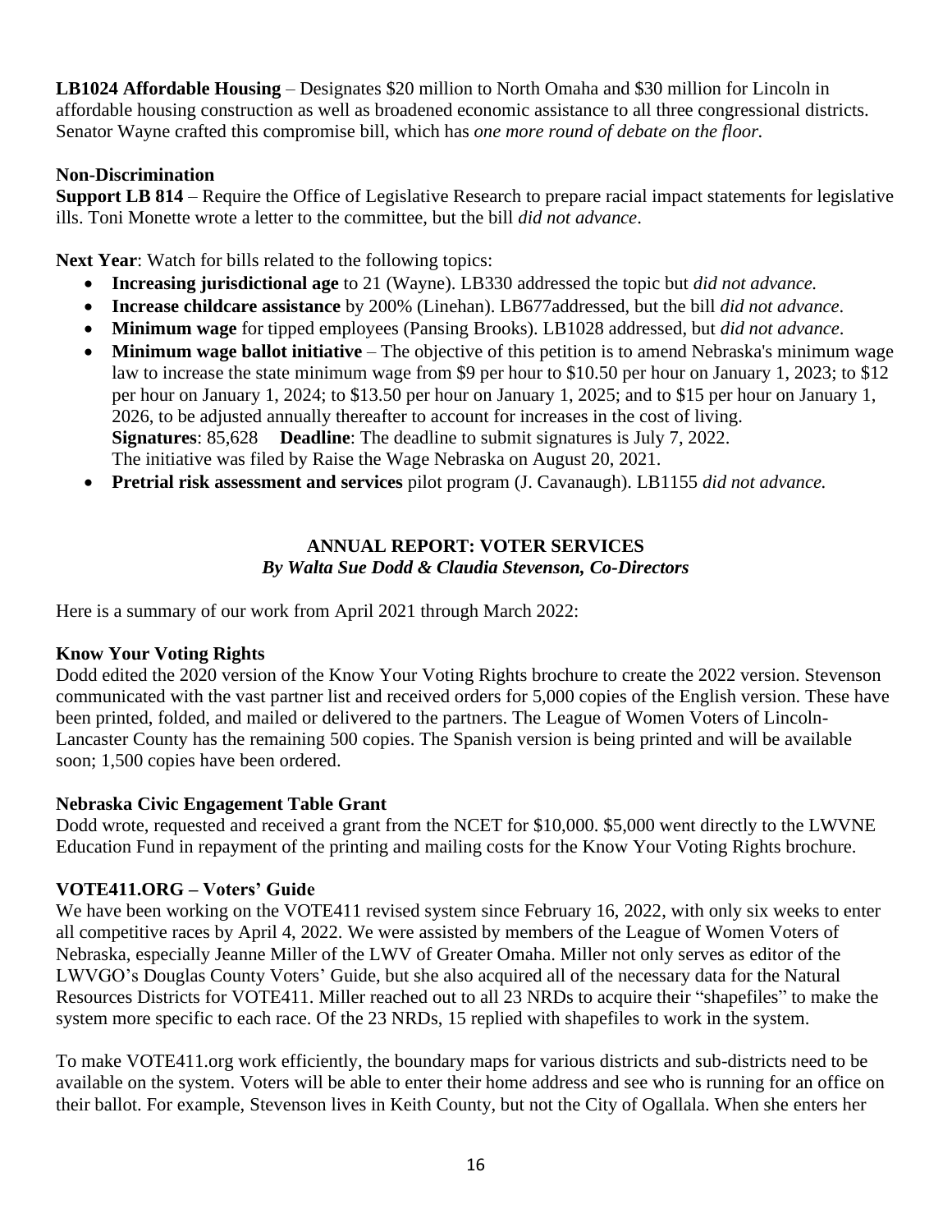**LB1024 Affordable Housing** – Designates $20 million to North Omaha and $30 million for Lincoln in affordable housing construction as well as broadened economic assistance to all three congressional districts. Senator Wayne crafted this compromise bill, which has *one more round of debate on the floor.*

**Non-Discrimination**

**Support LB 814** – Require the Office of Legislative Research to prepare racial impact statements for legislative ills. Toni Monette wrote a letter to the committee, but the bill *did not advance*.

**Next Year**: Watch for bills related to the following topics:

- **Increasing jurisdictional age** to 21 (Wayne). LB330 addressed the topic but *did not advance.*
- **Increase childcare assistance** by 200% (Linehan). LB677addressed, but the bill *did not advance*.
- **Minimum wage** for tipped employees (Pansing Brooks). LB1028 addressed, but *did not advance*.
- **Minimum wage ballot initiative** – The objective of this petition is to amend Nebraska's minimum wage law to increase the state minimum wage from $9 per hour to $10.50 per hour on January 1, 2023; to $12 per hour on January 1, 2024; to $13.50 per hour on January 1, 2025; and to $15 per hour on January 1, 2026, to be adjusted annually thereafter to account for increases in the cost of living.
  **Signatures**: 85,628 **Deadline**: The deadline to submit signatures is July 7, 2022.
  The initiative was filed by Raise the Wage Nebraska on August 20, 2021.
- **Pretrial risk assessment and services** pilot program (J. Cavanaugh). LB1155 *did not advance.*

## ANNUAL REPORT: VOTER SERVICES

***By Walta Sue Dodd & Claudia Stevenson, Co-Directors***

Here is a summary of our work from April 2021 through March 2022:

**Know Your Voting Rights**

Dodd edited the 2020 version of the Know Your Voting Rights brochure to create the 2022 version. Stevenson communicated with the vast partner list and received orders for 5,000 copies of the English version. These have been printed, folded, and mailed or delivered to the partners. The League of Women Voters of Lincoln-Lancaster County has the remaining 500 copies. The Spanish version is being printed and will be available soon; 1,500 copies have been ordered.

**Nebraska Civic Engagement Table Grant**

Dodd wrote, requested and received a grant from the NCET for $10,000. $5,000 went directly to the LWVNE Education Fund in repayment of the printing and mailing costs for the Know Your Voting Rights brochure.

**VOTE411.ORG – Voters' Guide**

We have been working on the VOTE411 revised system since February 16, 2022, with only six weeks to enter all competitive races by April 4, 2022. We were assisted by members of the League of Women Voters of Nebraska, especially Jeanne Miller of the LWV of Greater Omaha. Miller not only serves as editor of the LWVGO's Douglas County Voters' Guide, but she also acquired all of the necessary data for the Natural Resources Districts for VOTE411. Miller reached out to all 23 NRDs to acquire their "shapefiles" to make the system more specific to each race. Of the 23 NRDs, 15 replied with shapefiles to work in the system.

To make VOTE411.org work efficiently, the boundary maps for various districts and sub-districts need to be available on the system. Voters will be able to enter their home address and see who is running for an office on their ballot. For example, Stevenson lives in Keith County, but not the City of Ogallala. When she enters her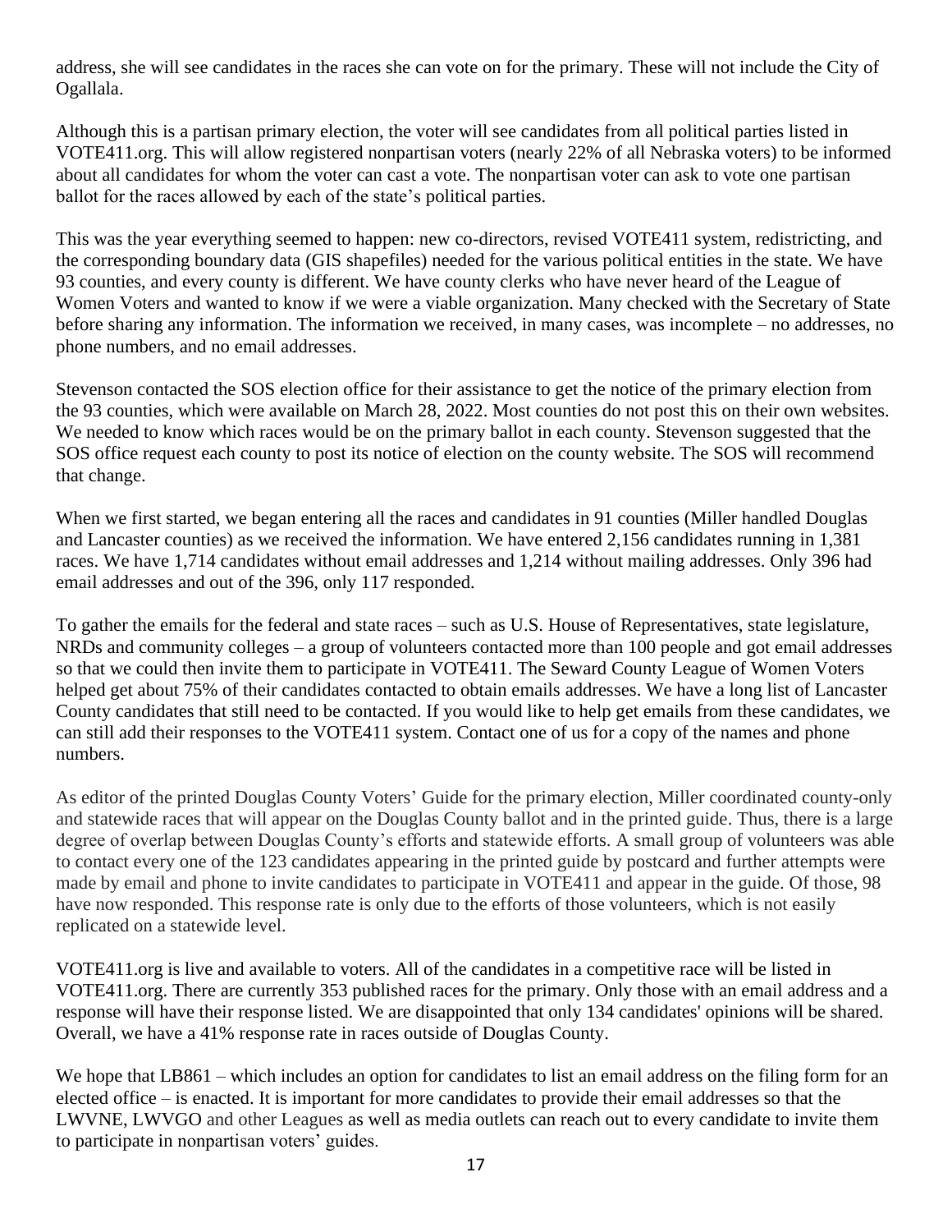address, she will see candidates in the races she can vote on for the primary. These will not include the City of Ogallala.

Although this is a partisan primary election, the voter will see candidates from all political parties listed in VOTE411.org. This will allow registered nonpartisan voters (nearly 22% of all Nebraska voters) to be informed about all candidates for whom the voter can cast a vote. The nonpartisan voter can ask to vote one partisan ballot for the races allowed by each of the state's political parties.

This was the year everything seemed to happen: new co-directors, revised VOTE411 system, redistricting, and the corresponding boundary data (GIS shapefiles) needed for the various political entities in the state. We have 93 counties, and every county is different. We have county clerks who have never heard of the League of Women Voters and wanted to know if we were a viable organization. Many checked with the Secretary of State before sharing any information. The information we received, in many cases, was incomplete – no addresses, no phone numbers, and no email addresses.

Stevenson contacted the SOS election office for their assistance to get the notice of the primary election from the 93 counties, which were available on March 28, 2022. Most counties do not post this on their own websites. We needed to know which races would be on the primary ballot in each county. Stevenson suggested that the SOS office request each county to post its notice of election on the county website. The SOS will recommend that change.

When we first started, we began entering all the races and candidates in 91 counties (Miller handled Douglas and Lancaster counties) as we received the information. We have entered 2,156 candidates running in 1,381 races. We have 1,714 candidates without email addresses and 1,214 without mailing addresses. Only 396 had email addresses and out of the 396, only 117 responded.

To gather the emails for the federal and state races – such as U.S. House of Representatives, state legislature, NRDs and community colleges – a group of volunteers contacted more than 100 people and got email addresses so that we could then invite them to participate in VOTE411. The Seward County League of Women Voters helped get about 75% of their candidates contacted to obtain emails addresses. We have a long list of Lancaster County candidates that still need to be contacted. If you would like to help get emails from these candidates, we can still add their responses to the VOTE411 system. Contact one of us for a copy of the names and phone numbers.

As editor of the printed Douglas County Voters' Guide for the primary election, Miller coordinated county-only and statewide races that will appear on the Douglas County ballot and in the printed guide. Thus, there is a large degree of overlap between Douglas County's efforts and statewide efforts. A small group of volunteers was able to contact every one of the 123 candidates appearing in the printed guide by postcard and further attempts were made by email and phone to invite candidates to participate in VOTE411 and appear in the guide. Of those, 98 have now responded. This response rate is only due to the efforts of those volunteers, which is not easily replicated on a statewide level.

VOTE411.org is live and available to voters. All of the candidates in a competitive race will be listed in VOTE411.org. There are currently 353 published races for the primary. Only those with an email address and a response will have their response listed. We are disappointed that only 134 candidates' opinions will be shared. Overall, we have a 41% response rate in races outside of Douglas County.

We hope that LB861 – which includes an option for candidates to list an email address on the filing form for an elected office – is enacted. It is important for more candidates to provide their email addresses so that the LWVNE, LWVGO and other Leagues as well as media outlets can reach out to every candidate to invite them to participate in nonpartisan voters' guides.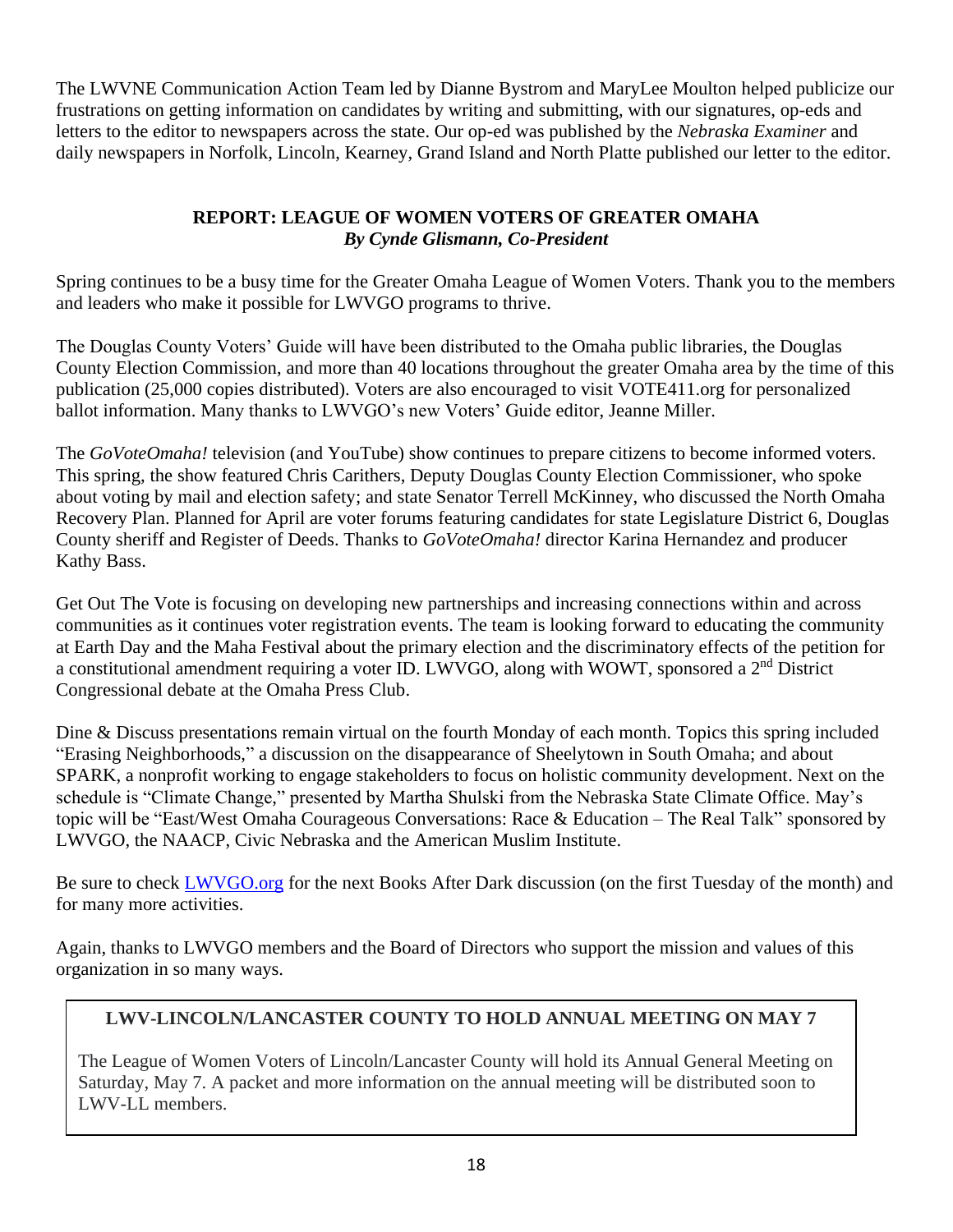The LWVNE Communication Action Team led by Dianne Bystrom and MaryLee Moulton helped publicize our frustrations on getting information on candidates by writing and submitting, with our signatures, op-eds and letters to the editor to newspapers across the state. Our op-ed was published by the *Nebraska Examiner* and daily newspapers in Norfolk, Lincoln, Kearney, Grand Island and North Platte published our letter to the editor.

## REPORT: LEAGUE OF WOMEN VOTERS OF GREATER OMAHA

***By Cynde Glismann, Co-President***

Spring continues to be a busy time for the Greater Omaha League of Women Voters. Thank you to the members and leaders who make it possible for LWVGO programs to thrive.

The Douglas County Voters' Guide will have been distributed to the Omaha public libraries, the Douglas County Election Commission, and more than 40 locations throughout the greater Omaha area by the time of this publication (25,000 copies distributed). Voters are also encouraged to visit VOTE411.org for personalized ballot information. Many thanks to LWVGO's new Voters' Guide editor, Jeanne Miller.

The *GoVoteOmaha!* television (and YouTube) show continues to prepare citizens to become informed voters. This spring, the show featured Chris Carithers, Deputy Douglas County Election Commissioner, who spoke about voting by mail and election safety; and state Senator Terrell McKinney, who discussed the North Omaha Recovery Plan. Planned for April are voter forums featuring candidates for state Legislature District 6, Douglas County sheriff and Register of Deeds. Thanks to *GoVoteOmaha!* director Karina Hernandez and producer Kathy Bass.

Get Out The Vote is focusing on developing new partnerships and increasing connections within and across communities as it continues voter registration events. The team is looking forward to educating the community at Earth Day and the Maha Festival about the primary election and the discriminatory effects of the petition for a constitutional amendment requiring a voter ID. LWVGO, along with WOWT, sponsored a 2nd District Congressional debate at the Omaha Press Club.

Dine & Discuss presentations remain virtual on the fourth Monday of each month. Topics this spring included "Erasing Neighborhoods," a discussion on the disappearance of Sheelytown in South Omaha; and about SPARK, a nonprofit working to engage stakeholders to focus on holistic community development. Next on the schedule is "Climate Change," presented by Martha Shulski from the Nebraska State Climate Office. May's topic will be "East/West Omaha Courageous Conversations: Race & Education – The Real Talk" sponsored by LWVGO, the NAACP, Civic Nebraska and the American Muslim Institute.

Be sure to check [LWVGO.org](LWVGO.org) for the next Books After Dark discussion (on the first Tuesday of the month) and for many more activities.

Again, thanks to LWVGO members and the Board of Directors who support the mission and values of this organization in so many ways.

## LWV-LINCOLN/LANCASTER COUNTY TO HOLD ANNUAL MEETING ON MAY 7

The League of Women Voters of Lincoln/Lancaster County will hold its Annual General Meeting on Saturday, May 7. A packet and more information on the annual meeting will be distributed soon to LWV-LL members.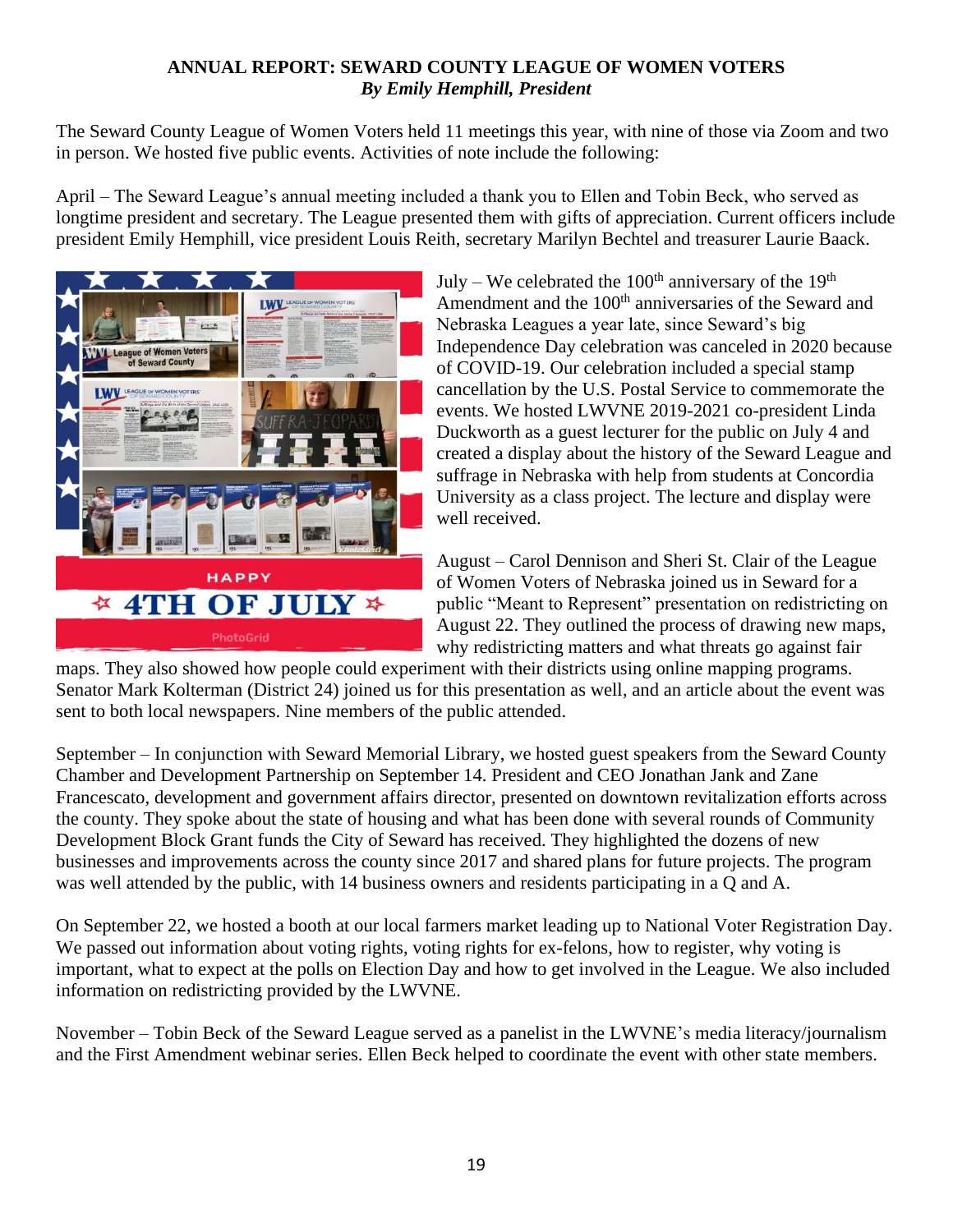**ANNUAL REPORT: SEWARD COUNTY LEAGUE OF WOMEN VOTERS**
***By Emily Hemphill, President***

The Seward County League of Women Voters held 11 meetings this year, with nine of those via Zoom and two in person. We hosted five public events. Activities of note include the following:

April – The Seward League's annual meeting included a thank you to Ellen and Tobin Beck, who served as longtime president and secretary. The League presented them with gifts of appreciation. Current officers include president Emily Hemphill, vice president Louis Reith, secretary Marilyn Bechtel and treasurer Laurie Baack.

July – We celebrated the 100th anniversary of the 19th Amendment and the 100th anniversaries of the Seward and Nebraska Leagues a year late, since Seward's big Independence Day celebration was canceled in 2020 because of COVID-19. Our celebration included a special stamp cancellation by the U.S. Postal Service to commemorate the events. We hosted LWVNE 2019-2021 co-president Linda Duckworth as a guest lecturer for the public on July 4 and created a display about the history of the Seward League and suffrage in Nebraska with help from students at Concordia University as a class project. The lecture and display were well received.

August – Carol Dennison and Sheri St. Clair of the League of Women Voters of Nebraska joined us in Seward for a public "Meant to Represent" presentation on redistricting on August 22. They outlined the process of drawing new maps, why redistricting matters and what threats go against fair maps. They also showed how people could experiment with their districts using online mapping programs. Senator Mark Kolterman (District 24) joined us for this presentation as well, and an article about the event was sent to both local newspapers. Nine members of the public attended.

September – In conjunction with Seward Memorial Library, we hosted guest speakers from the Seward County Chamber and Development Partnership on September 14. President and CEO Jonathan Jank and Zane Francescato, development and government affairs director, presented on downtown revitalization efforts across the county. They spoke about the state of housing and what has been done with several rounds of Community Development Block Grant funds the City of Seward has received. They highlighted the dozens of new businesses and improvements across the county since 2017 and shared plans for future projects. The program was well attended by the public, with 14 business owners and residents participating in a Q and A.

On September 22, we hosted a booth at our local farmers market leading up to National Voter Registration Day. We passed out information about voting rights, voting rights for ex-felons, how to register, why voting is important, what to expect at the polls on Election Day and how to get involved in the League. We also included information on redistricting provided by the LWVNE.

November – Tobin Beck of the Seward League served as a panelist in the LWVNE's media literacy/journalism and the First Amendment webinar series. Ellen Beck helped to coordinate the event with other state members.